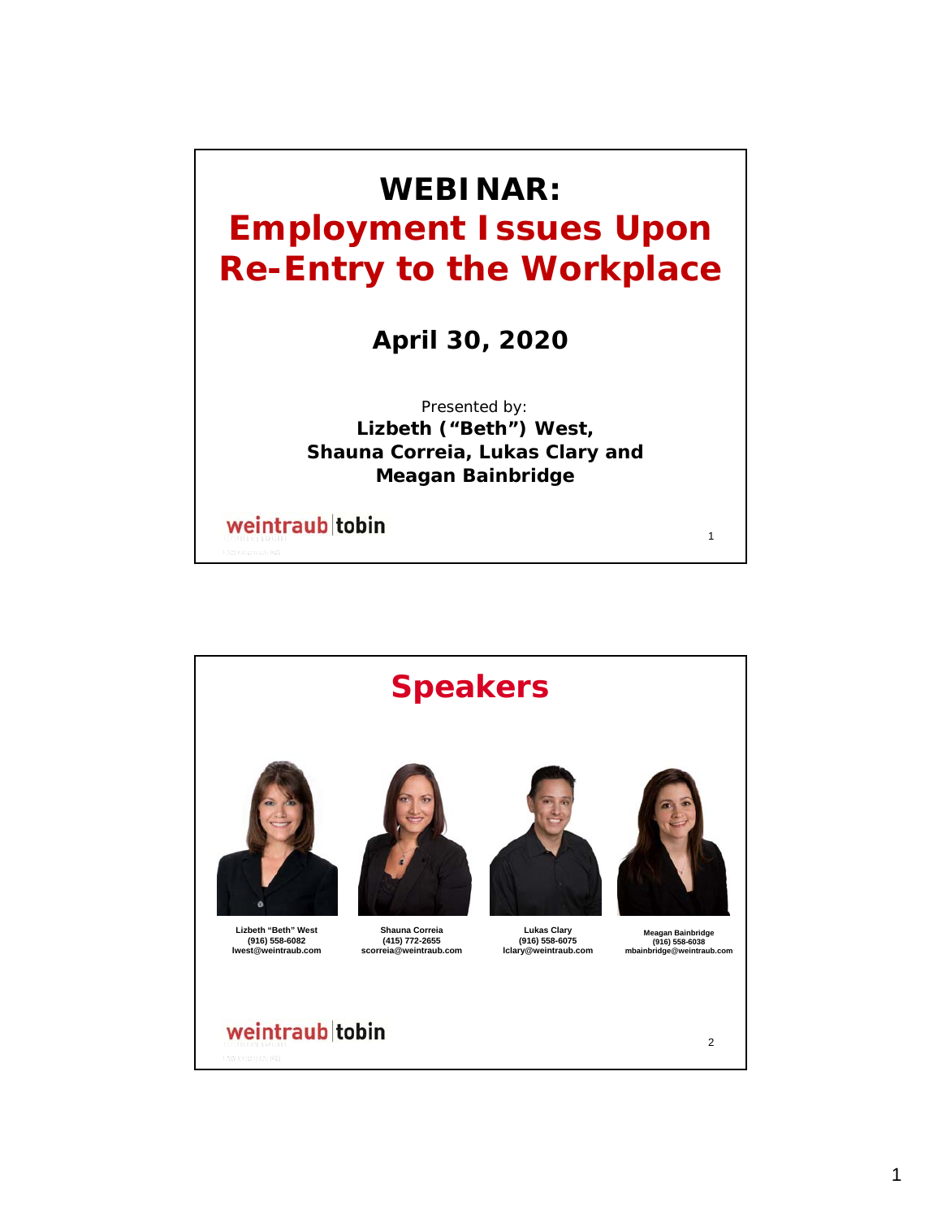# WEBINAR:

# Employment Issues Upon Re-Entry to the Workplace

**April 30, 2020**

Presented by:

**Lizbeth ("Beth") West, Shauna Correia, Lukas Clary and Meagan Bainbridge**

weintraub | tobin

## Speakers

**Lizbeth "Beth" West**
**(916) 558-6082**
**lwest@weintraub.com**

**Shauna Correia**
**(415) 772-2655**
**scorreia@weintraub.com**

**Lukas Clary**
**(916) 558-6075**
**lclary@weintraub.com**

**Meagan Bainbridge**
**(916) 558-6038**
**mbainbridge@weintraub.com**

weintraub | tobin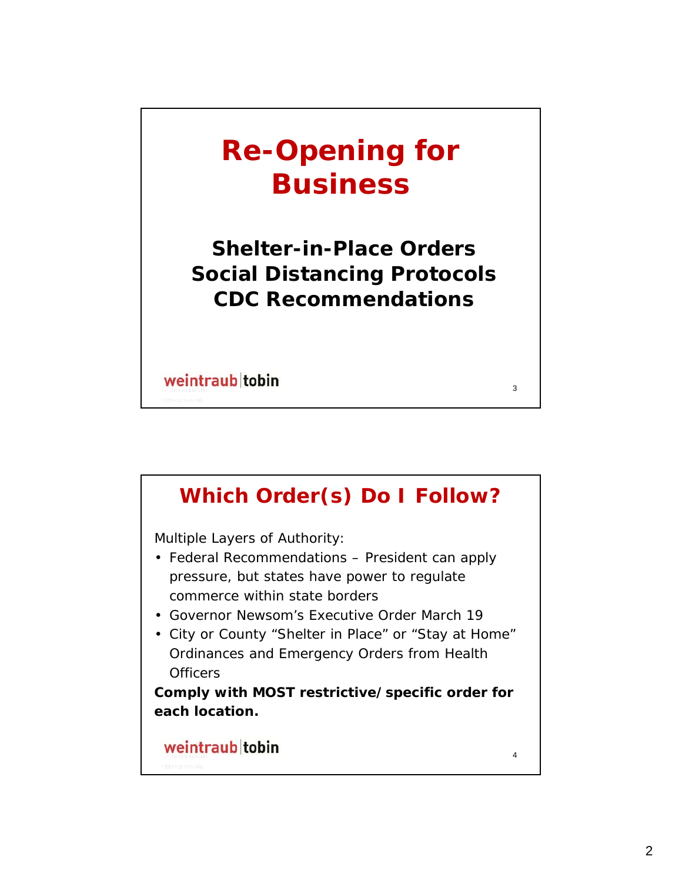# Re-Opening for Business

## Shelter-in-Place Orders
## Social Distancing Protocols
## CDC Recommendations

weintraub|tobin

## Which Order(s) Do I Follow?

Multiple Layers of Authority:

- Federal Recommendations – President can apply pressure, but states have power to regulate commerce within state borders
- Governor Newsom's Executive Order March 19
- City or County "Shelter in Place" or "Stay at Home" Ordinances and Emergency Orders from Health Officers

**Comply with MOST restrictive/specific order for each location.**

weintraub|tobin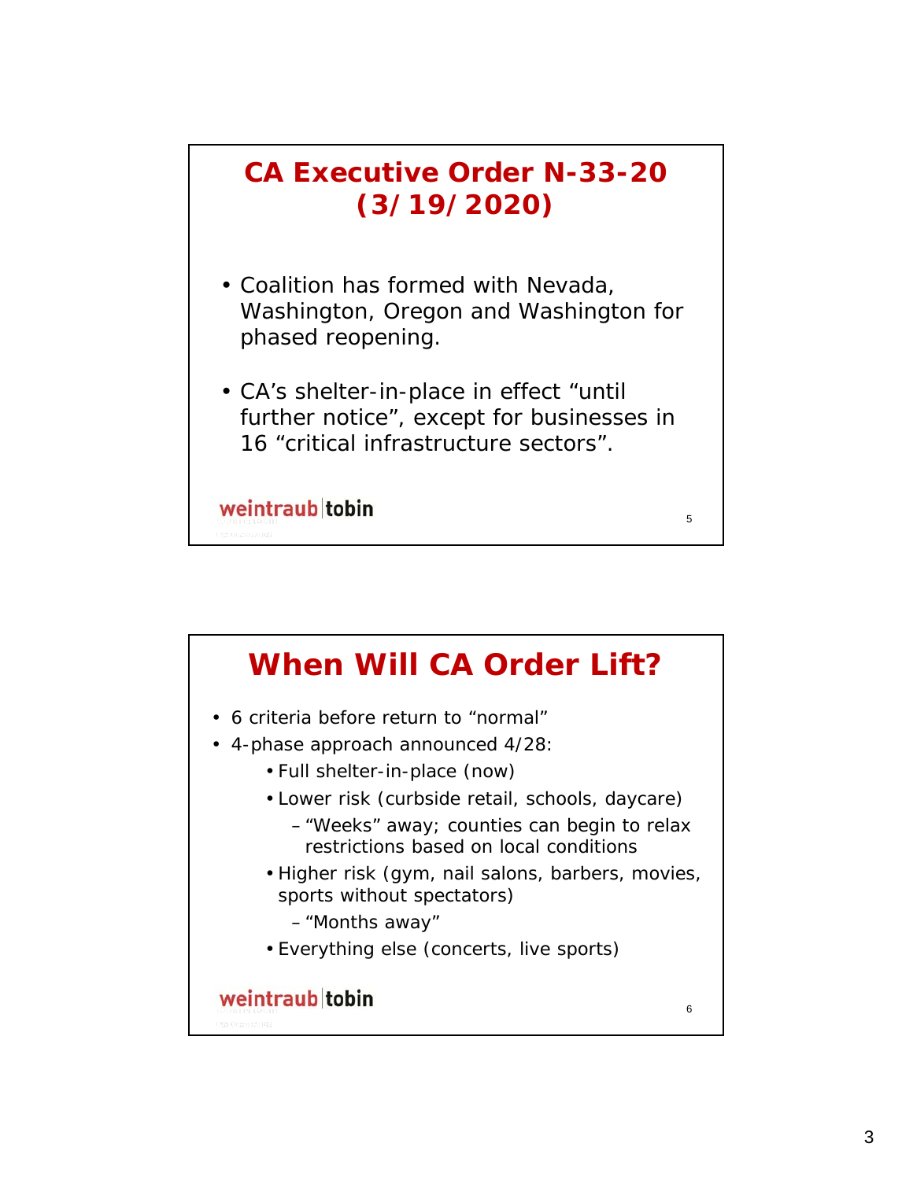## CA Executive Order N-33-20 (3/19/2020)

- Coalition has formed with Nevada, Washington, Oregon and Washington for phased reopening.
- CA's shelter-in-place in effect "until further notice", except for businesses in 16 "critical infrastructure sectors".

weintraub|tobin

## When Will CA Order Lift?

- 6 criteria before return to "normal"
- 4-phase approach announced 4/28:
  - Full shelter-in-place (now)
  - Lower risk (curbside retail, schools, daycare)
    - "Weeks" away; counties can begin to relax restrictions based on local conditions
  - Higher risk (gym, nail salons, barbers, movies, sports without spectators)
    - "Months away"
  - Everything else (concerts, live sports)

weintraub|tobin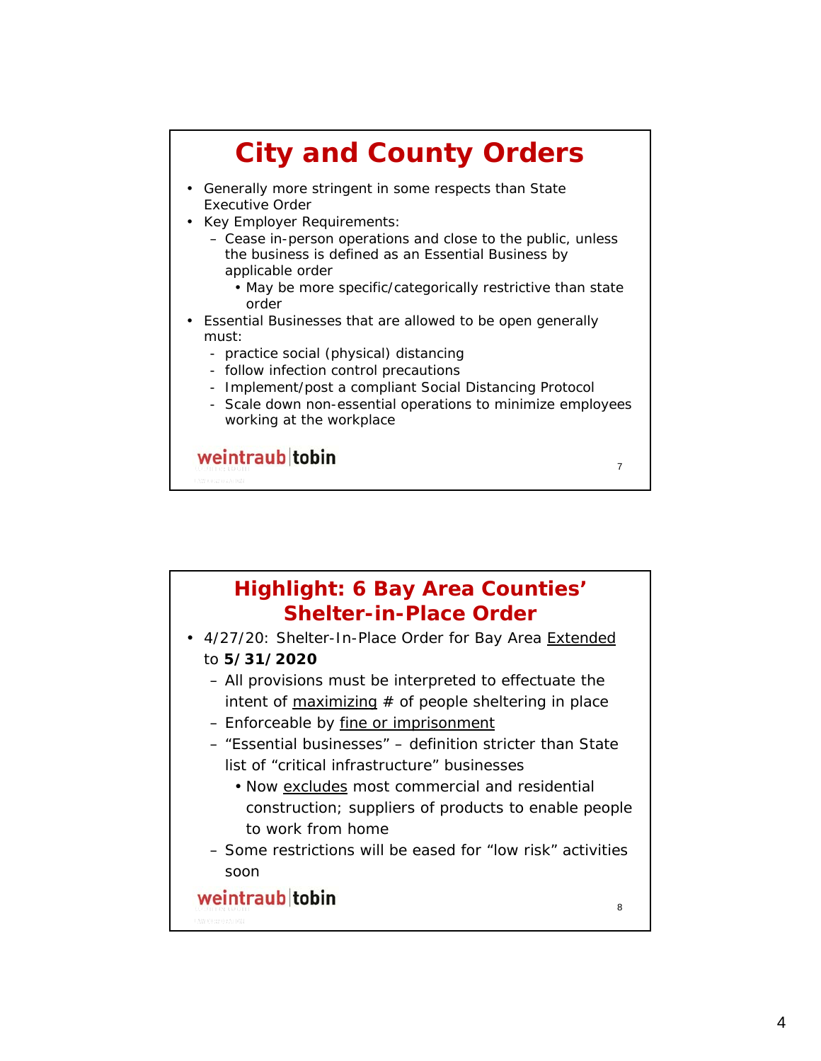## City and County Orders

- Generally more stringent in some respects than State Executive Order
- Key Employer Requirements:
  - Cease in-person operations and close to the public, unless the business is defined as an Essential Business by applicable order
    - May be more specific/categorically restrictive than state order
- Essential Businesses that are allowed to be open generally must:
  - practice social (physical) distancing
  - follow infection control precautions
  - Implement/post a compliant Social Distancing Protocol
  - Scale down non-essential operations to minimize employees working at the workplace

weintraub | tobin

## Highlight: 6 Bay Area Counties' Shelter-in-Place Order

- 4/27/20: Shelter-In-Place Order for Bay Area <u>Extended</u> to **5/31/2020**
  - All provisions must be interpreted to effectuate the intent of <u>maximizing</u> # of people sheltering in place
  - Enforceable by <u>fine or imprisonment</u>
  - "Essential businesses" – definition stricter than State list of "critical infrastructure" businesses
    - Now <u>excludes</u> most commercial and residential construction; suppliers of products to enable people to work from home
  - Some restrictions will be eased for "low risk" activities soon

weintraub | tobin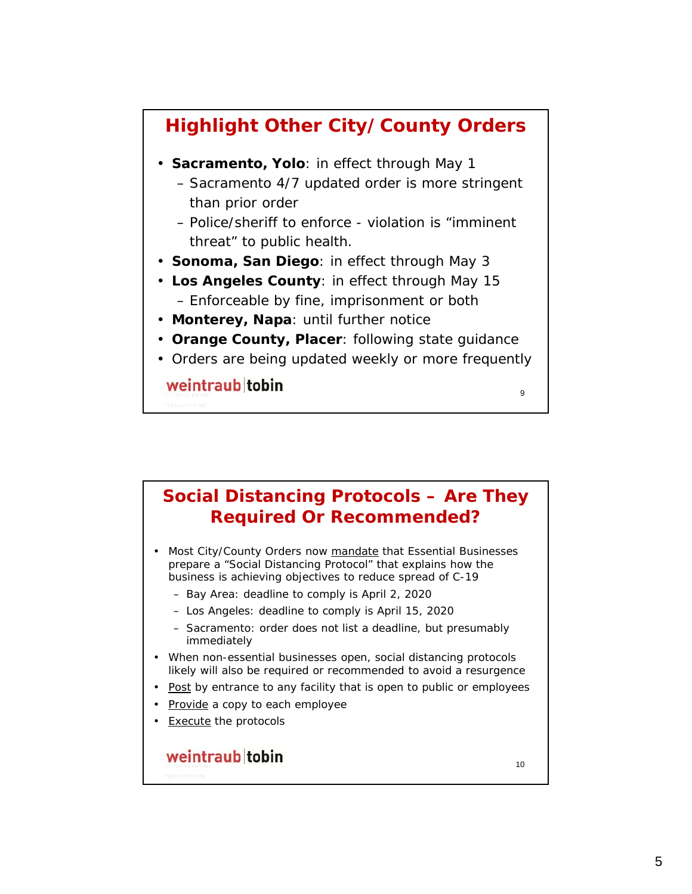## Highlight Other City/County Orders

- **Sacramento, Yolo**: in effect through May 1
  - Sacramento 4/7 updated order is more stringent than prior order
  - Police/sheriff to enforce - violation is "imminent threat" to public health.
- **Sonoma, San Diego**: in effect through May 3
- **Los Angeles County**: in effect through May 15
  - Enforceable by fine, imprisonment or both
- **Monterey, Napa**: until further notice
- **Orange County, Placer**: following state guidance
- Orders are being updated weekly or more frequently

weintraub|tobin

## Social Distancing Protocols – Are They Required Or Recommended?

- Most City/County Orders now <u>mandate</u> that Essential Businesses prepare a "Social Distancing Protocol" that explains how the business is achieving objectives to reduce spread of C-19
  - Bay Area: deadline to comply is April 2, 2020
  - Los Angeles: deadline to comply is April 15, 2020
  - Sacramento: order does not list a deadline, but presumably immediately
- When non-essential businesses open, social distancing protocols likely will also be required or recommended to avoid a resurgence
- <u>Post</u> by entrance to any facility that is open to public or employees
- <u>Provide</u> a copy to each employee
- <u>Execute</u> the protocols

weintraub|tobin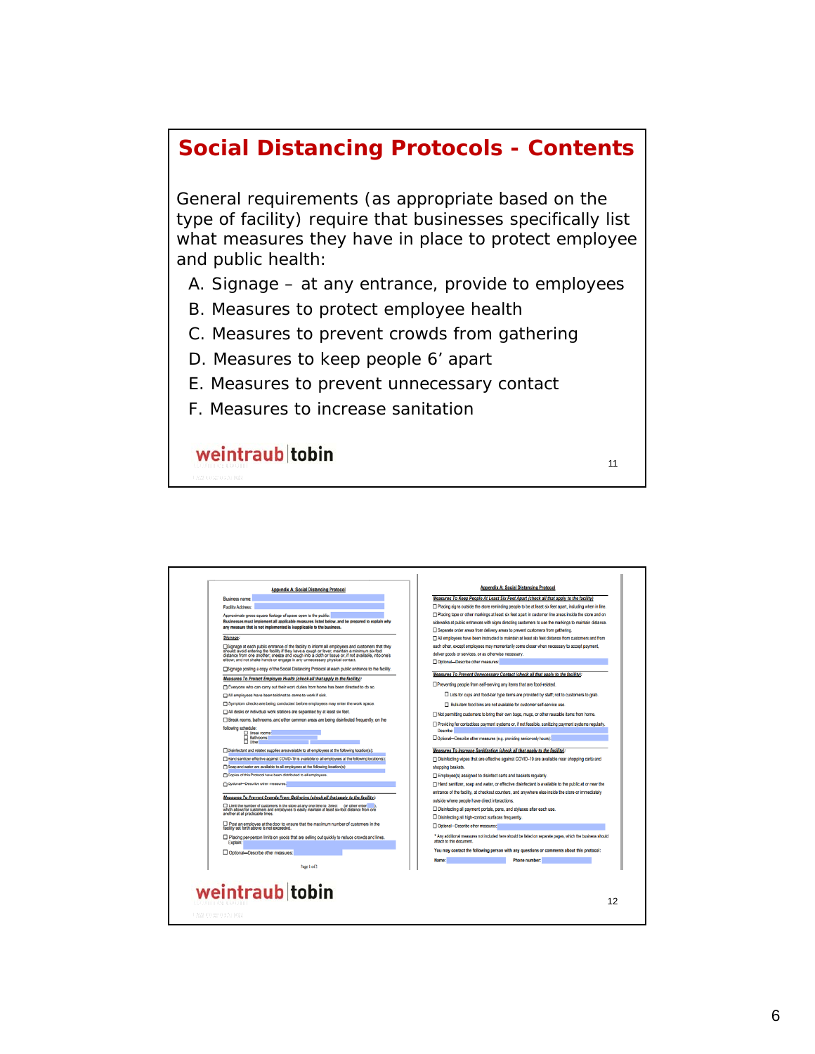## Social Distancing Protocols - Contents

General requirements (as appropriate based on the type of facility) require that businesses specifically list what measures they have in place to protect employee and public health:

A. Signage – at any entrance, provide to employees
B. Measures to protect employee health
C. Measures to prevent crowds from gathering
D. Measures to keep people 6’ apart
E. Measures to prevent unnecessary contact
F. Measures to increase sanitation

weintraub tobin

---

**Appendix A: Social Distancing Protocol**

Business name:
Facility Address:
Approximate gross square footage of space open to the public:
**Businesses must implement all applicable measures listed below, and be prepared to explain why any measure that is not implemented is inapplicable to the business.**

**Signage:**

☐ Signage at each public entrance of the facility to inform all employees and customers that they should: avoid entering the facility if they have a cough or fever; maintain a minimum six-foot distance from one another; sneeze and cough into a cloth or tissue or, if not available, into one's elbow; and not shake hands or engage in any unnecessary physical contact.
☐ Signage posting a copy of the Social Distancing Protocol at each public entrance to the facility.

**Measures To Protect Employee Health (check all that apply to the facility):**

☐ Everyone who can carry out their work duties from home has been directed to do so.
☐ All employees have been told not to come to work if sick.
☐ Symptom checks are being conducted before employees may enter the work space.
☐ All desks or individual work stations are separated by at least six feet.
☐ Break rooms, bathrooms, and other common areas are being disinfected frequently, on the following schedule:
  ☐ Break rooms:
  ☐ Bathrooms:
  ☐ Other:
☐ Disinfectant and related supplies are available to all employees at the following location(s):
☐ Hand sanitizer effective against COVID-19 is available to all employees at the following location(s):
☐ Soap and water are available to all employees at the following location(s):
☐ Copies of this Protocol have been distributed to all employees.
☐ Optional—Describe other measures:

**Measures To Prevent Crowds From Gathering (check all that apply to the facility):**

☐ Limit the number of customers in the store at any one time to: Select or other enter, which allows for customers and employees to easily maintain at least six-foot distance from one another at all practicable times.
☐ Post an employee at the door to ensure that the maximum number of customers in the facility set forth above is not exceeded.
☐ Placing per-person limits on goods that are selling out quickly to reduce crowds and lines. Explain:
☐ Optional—Describe other measures:

Page 1 of 2

**Appendix A: Social Distancing Protocol**

**Measures To Keep People At Least Six Feet Apart (check all that apply to the facility)**

☐ Placing signs outside the store reminding people to be at least six feet apart, including when in line.
☐ Placing tape or other markings at least six feet apart in customer line areas inside the store and on sidewalks at public entrances with signs directing customers to use the markings to maintain distance.
☐ Separate order areas from delivery areas to prevent customers from gathering.
☐ All employees have been instructed to maintain at least six feet distance from customers and from each other, except employees may momentarily come closer when necessary to accept payment, deliver goods or services, or as otherwise necessary.
☐ Optional—Describe other measures:

**Measures To Prevent Unnecessary Contact (check all that apply to the facility):**

☐ Preventing people from self-serving any items that are food-related.
  ☐ Lids for cups and food-bar type items are provided by staff; not to customers to grab.
  ☐ Bulk-item food bins are not available for customer self-service use.
☐ Not permitting customers to bring their own bags, mugs, or other reusable items from home.
☐ Providing for contactless payment systems or, if not feasible, sanitizing payment systems regularly. Describe:
☐ Optional—Describe other measures (e.g. providing senior-only hours):

**Measures To Increase Sanitization (check all that apply to the facility):**

☐ Disinfecting wipes that are effective against COVID-19 are available near shopping carts and shopping baskets.
☐ Employee(s) assigned to disinfect carts and baskets regularly.
☐ Hand sanitizer, soap and water, or effective disinfectant is available to the public at or near the entrance of the facility, at checkout counters, and anywhere else inside the store or immediately outside where people have direct interactions.
☐ Disinfecting all payment portals, pens, and styluses after each use.
☐ Disinfecting all high-contact surfaces frequently.
☐ Optional—Describe other measures:

\* Any additional measures not included here should be listed on separate pages, which the business should attach to this document.

**You may contact the following person with any questions or comments about this protocol:**

**Name:** **Phone number:**

weintraub tobin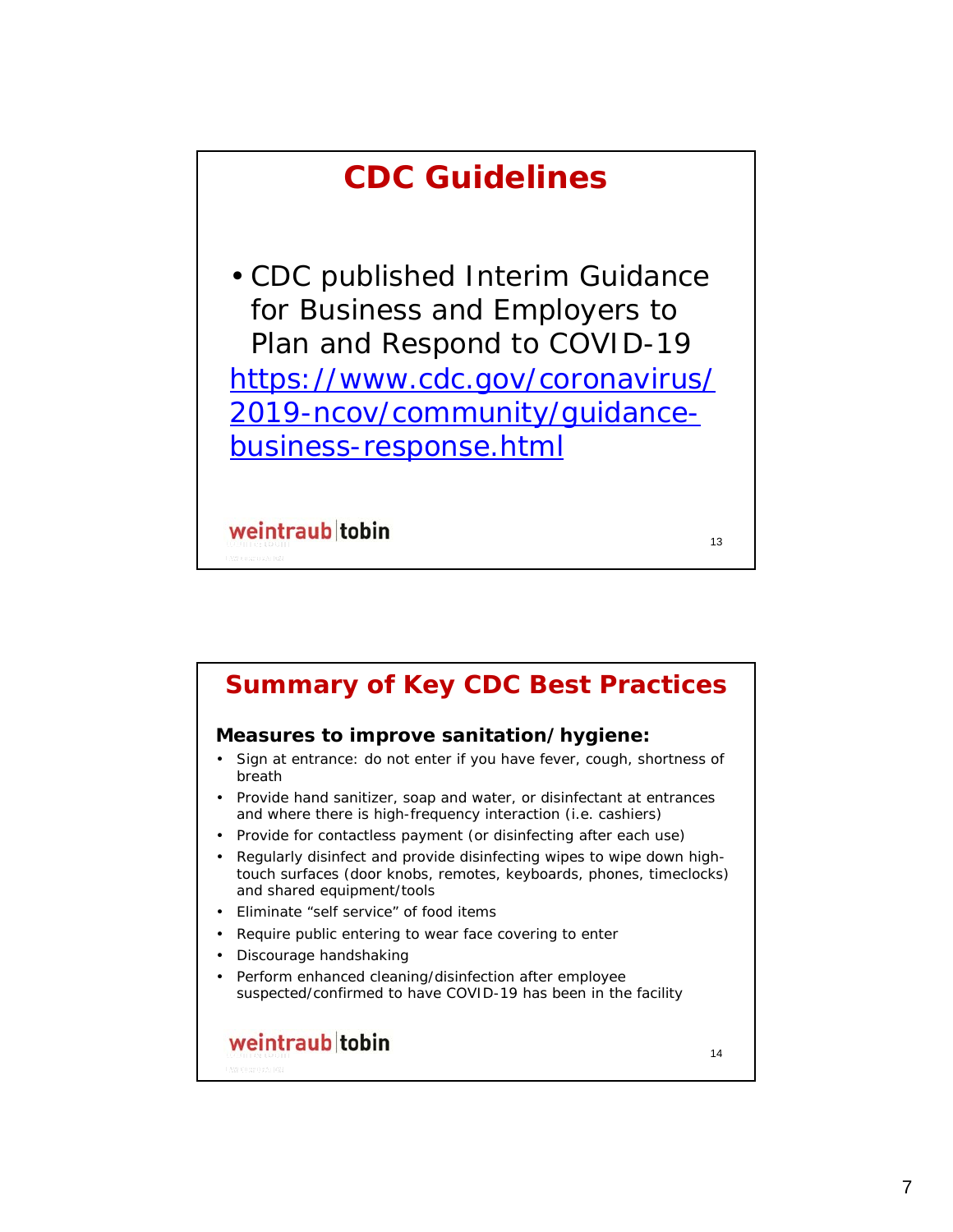## CDC Guidelines

- CDC published Interim Guidance for Business and Employers to Plan and Respond to COVID-19

https://www.cdc.gov/coronavirus/2019-ncov/community/guidance-business-response.html

weintraub|tobin

## Summary of Key CDC Best Practices

**Measures to improve sanitation/hygiene:**

- Sign at entrance: do not enter if you have fever, cough, shortness of breath
- Provide hand sanitizer, soap and water, or disinfectant at entrances and where there is high-frequency interaction (i.e. cashiers)
- Provide for contactless payment (or disinfecting after each use)
- Regularly disinfect and provide disinfecting wipes to wipe down high-touch surfaces (door knobs, remotes, keyboards, phones, timeclocks) and shared equipment/tools
- Eliminate "self service" of food items
- Require public entering to wear face covering to enter
- Discourage handshaking
- Perform enhanced cleaning/disinfection after employee suspected/confirmed to have COVID-19 has been in the facility

weintraub|tobin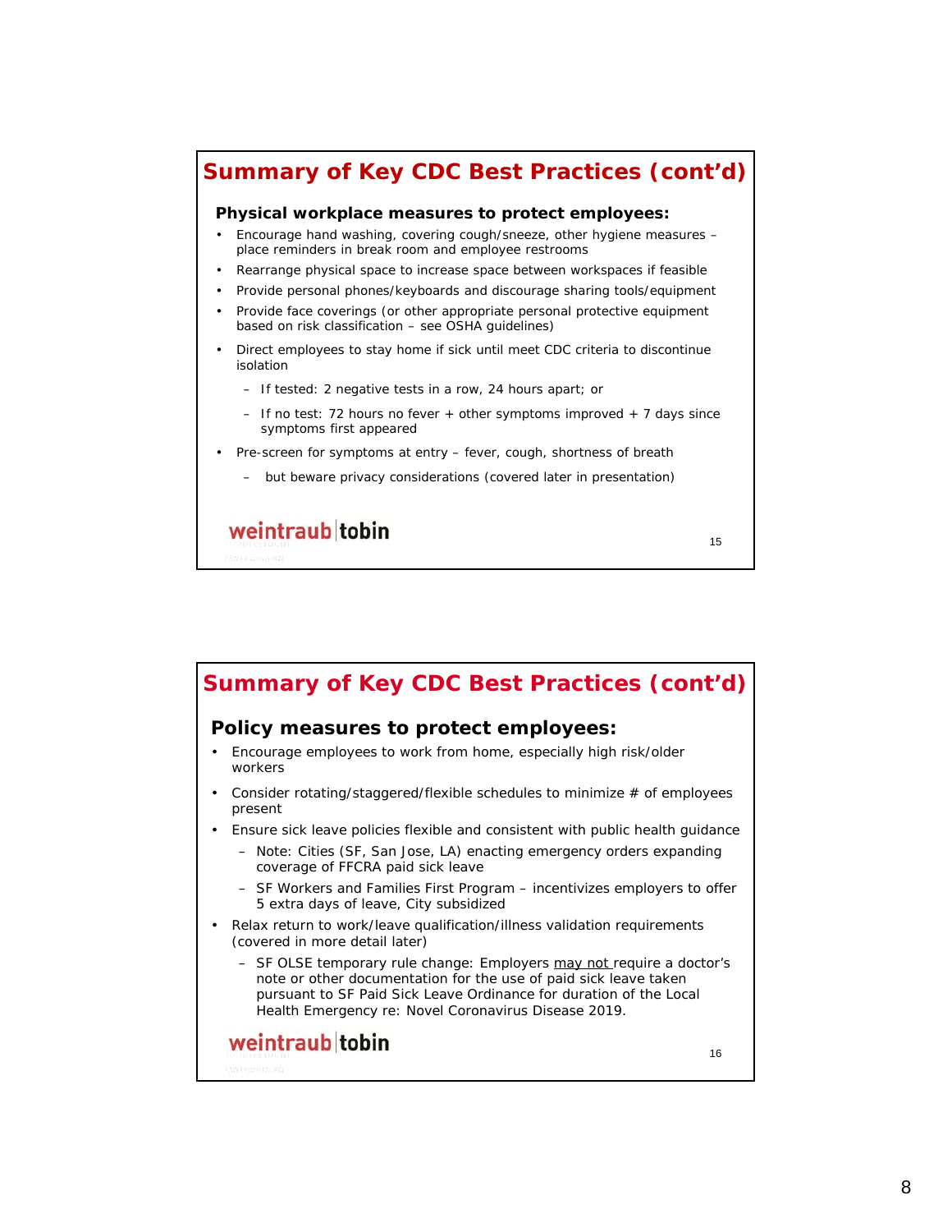## Summary of Key CDC Best Practices (cont'd)

**Physical workplace measures to protect employees:**

- Encourage hand washing, covering cough/sneeze, other hygiene measures – place reminders in break room and employee restrooms
- Rearrange physical space to increase space between workspaces if feasible
- Provide personal phones/keyboards and discourage sharing tools/equipment
- Provide face coverings (or other appropriate personal protective equipment based on risk classification – see OSHA guidelines)
- Direct employees to stay home if sick until meet CDC criteria to discontinue isolation
  - If tested: 2 negative tests in a row, 24 hours apart; or
  - If no test: 72 hours no fever + other symptoms improved + 7 days since symptoms first appeared
- Pre-screen for symptoms at entry – fever, cough, shortness of breath
  - but beware privacy considerations (covered later in presentation)

weintraub|tobin

## Summary of Key CDC Best Practices (cont'd)

**Policy measures to protect employees:**

- Encourage employees to work from home, especially high risk/older workers
- Consider rotating/staggered/flexible schedules to minimize # of employees present
- Ensure sick leave policies flexible and consistent with public health guidance
  - Note: Cities (SF, San Jose, LA) enacting emergency orders expanding coverage of FFCRA paid sick leave
  - SF Workers and Families First Program – incentivizes employers to offer 5 extra days of leave, City subsidized
- Relax return to work/leave qualification/illness validation requirements (covered in more detail later)
  - SF OLSE temporary rule change: Employers <u>may not</u> require a doctor's note or other documentation for the use of paid sick leave taken pursuant to SF Paid Sick Leave Ordinance for duration of the Local Health Emergency re: Novel Coronavirus Disease 2019.

weintraub|tobin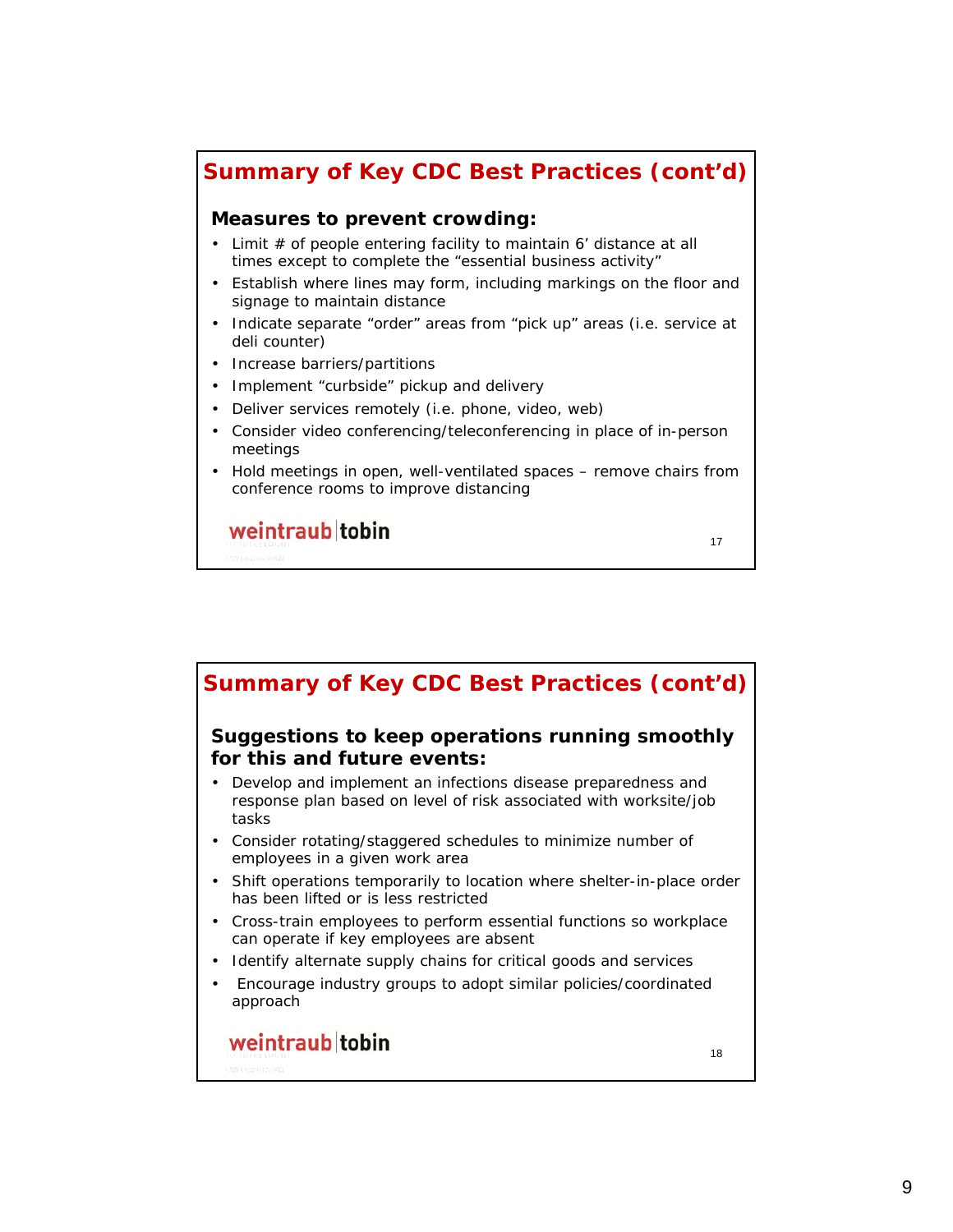## Summary of Key CDC Best Practices (cont'd)

**Measures to prevent crowding:**

- Limit # of people entering facility to maintain 6' distance at all times except to complete the "essential business activity"
- Establish where lines may form, including markings on the floor and signage to maintain distance
- Indicate separate "order" areas from "pick up" areas (i.e. service at deli counter)
- Increase barriers/partitions
- Implement "curbside" pickup and delivery
- Deliver services remotely (i.e. phone, video, web)
- Consider video conferencing/teleconferencing in place of in-person meetings
- Hold meetings in open, well-ventilated spaces – remove chairs from conference rooms to improve distancing

weintraub|tobin

17

## Summary of Key CDC Best Practices (cont'd)

**Suggestions to keep operations running smoothly for this and future events:**

- Develop and implement an infections disease preparedness and response plan based on level of risk associated with worksite/job tasks
- Consider rotating/staggered schedules to minimize number of employees in a given work area
- Shift operations temporarily to location where shelter-in-place order has been lifted or is less restricted
- Cross-train employees to perform essential functions so workplace can operate if key employees are absent
- Identify alternate supply chains for critical goods and services
- Encourage industry groups to adopt similar policies/coordinated approach

weintraub|tobin

18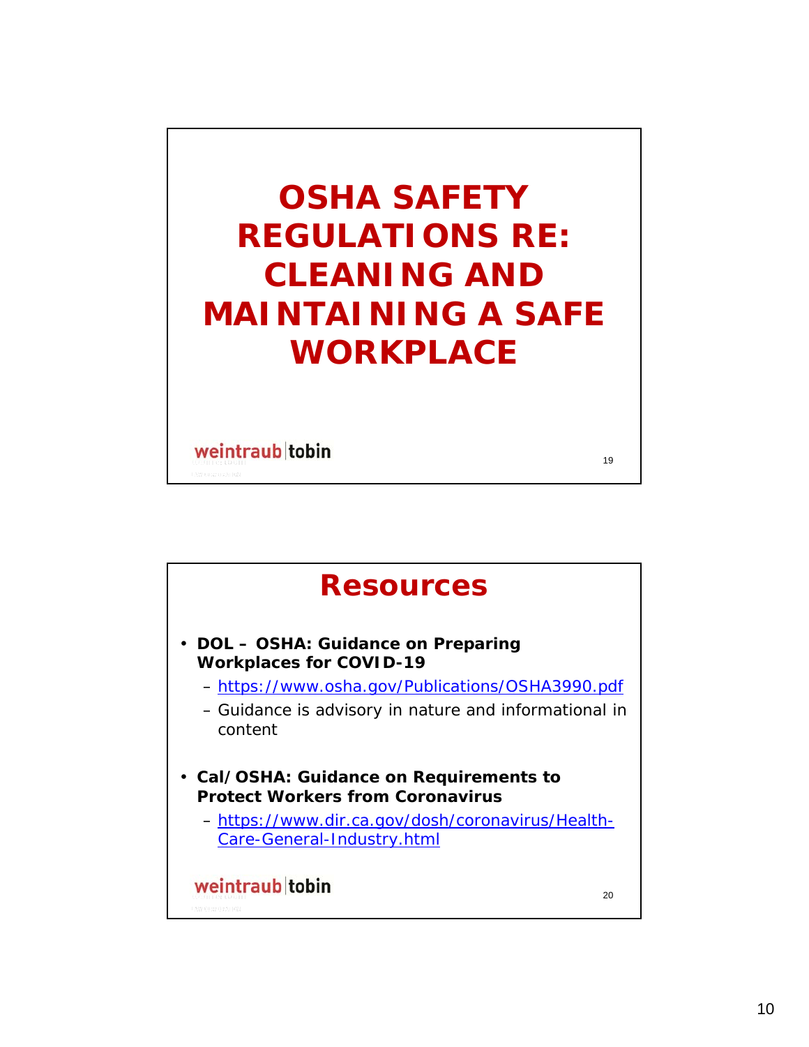# OSHA SAFETY REGULATIONS RE: CLEANING AND MAINTAINING A SAFE WORKPLACE

weintraub|tobin

# Resources

- **DOL – OSHA: Guidance on Preparing Workplaces for COVID-19**
  - https://www.osha.gov/Publications/OSHA3990.pdf
  - Guidance is advisory in nature and informational in content
- **Cal/OSHA: Guidance on Requirements to Protect Workers from Coronavirus**
  - https://www.dir.ca.gov/dosh/coronavirus/Health-Care-General-Industry.html

weintraub|tobin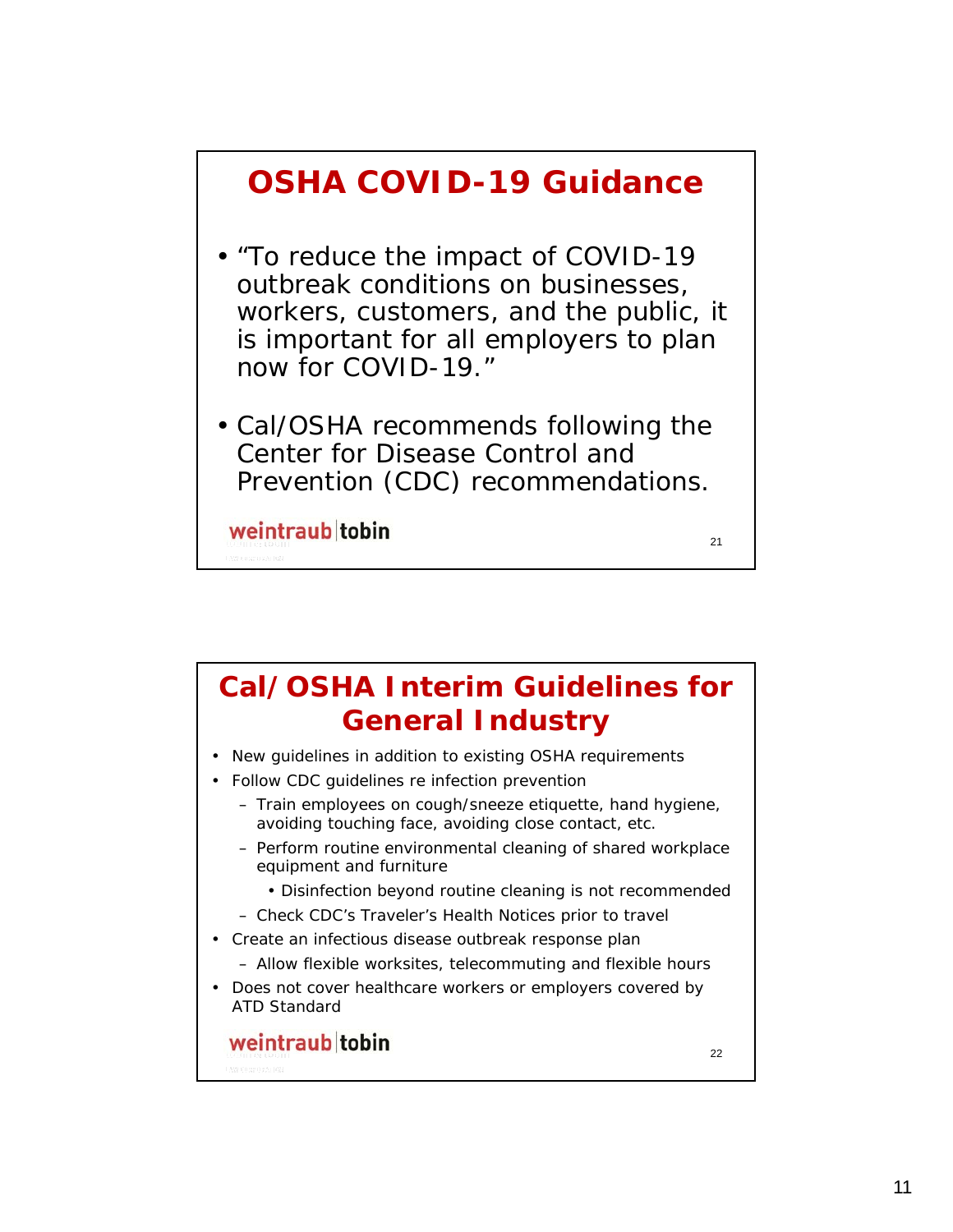## OSHA COVID-19 Guidance

- "To reduce the impact of COVID-19 outbreak conditions on businesses, workers, customers, and the public, it is important for all employers to plan now for COVID-19."
- Cal/OSHA recommends following the Center for Disease Control and Prevention (CDC) recommendations.

weintraub|tobin

21

## Cal/OSHA Interim Guidelines for General Industry

- New guidelines in addition to existing OSHA requirements
- Follow CDC guidelines re infection prevention
  - Train employees on cough/sneeze etiquette, hand hygiene, avoiding touching face, avoiding close contact, etc.
  - Perform routine environmental cleaning of shared workplace equipment and furniture
    - Disinfection beyond routine cleaning is not recommended
  - Check CDC's Traveler's Health Notices prior to travel
- Create an infectious disease outbreak response plan
  - Allow flexible worksites, telecommuting and flexible hours
- Does not cover healthcare workers or employers covered by ATD Standard

weintraub|tobin

22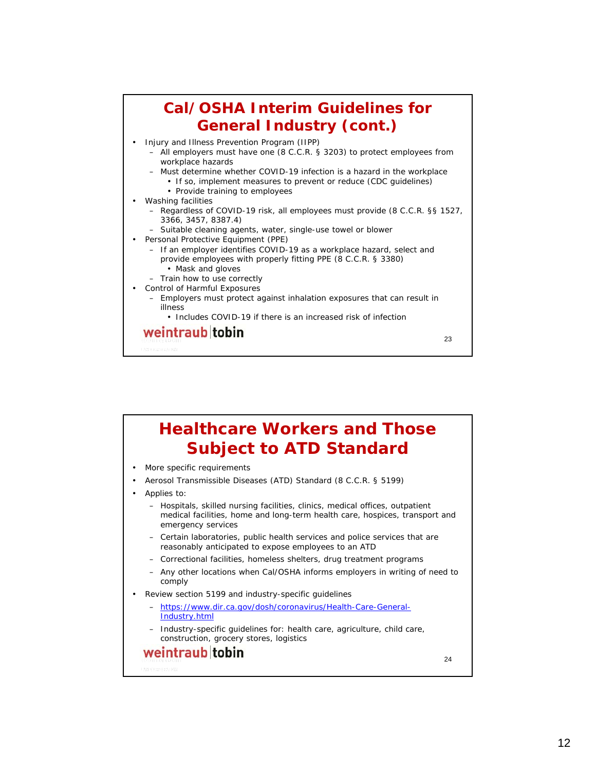## Cal/OSHA Interim Guidelines for General Industry (cont.)

- Injury and Illness Prevention Program (IIPP)
  - All employers must have one (8 C.C.R. § 3203) to protect employees from workplace hazards
  - Must determine whether COVID-19 infection is a hazard in the workplace
    - If so, implement measures to prevent or reduce (CDC guidelines)
    - Provide training to employees
- Washing facilities
  - Regardless of COVID-19 risk, all employees must provide (8 C.C.R. §§ 1527, 3366, 3457, 8387.4)
  - Suitable cleaning agents, water, single-use towel or blower
- Personal Protective Equipment (PPE)
  - If an employer identifies COVID-19 as a workplace hazard, select and provide employees with properly fitting PPE (8 C.C.R. § 3380)
    - Mask and gloves
  - Train how to use correctly
- Control of Harmful Exposures
  - Employers must protect against inhalation exposures that can result in illness
    - Includes COVID-19 if there is an increased risk of infection

weintraub|tobin

23

## Healthcare Workers and Those Subject to ATD Standard

- More specific requirements
- Aerosol Transmissible Diseases (ATD) Standard (8 C.C.R. § 5199)
- Applies to:
  - Hospitals, skilled nursing facilities, clinics, medical offices, outpatient medical facilities, home and long-term health care, hospices, transport and emergency services
  - Certain laboratories, public health services and police services that are reasonably anticipated to expose employees to an ATD
  - Correctional facilities, homeless shelters, drug treatment programs
  - Any other locations when Cal/OSHA informs employers in writing of need to comply
- Review section 5199 and industry-specific guidelines
  - https://www.dir.ca.gov/dosh/coronavirus/Health-Care-General-Industry.html
  - Industry-specific guidelines for: health care, agriculture, child care, construction, grocery stores, logistics

weintraub|tobin

24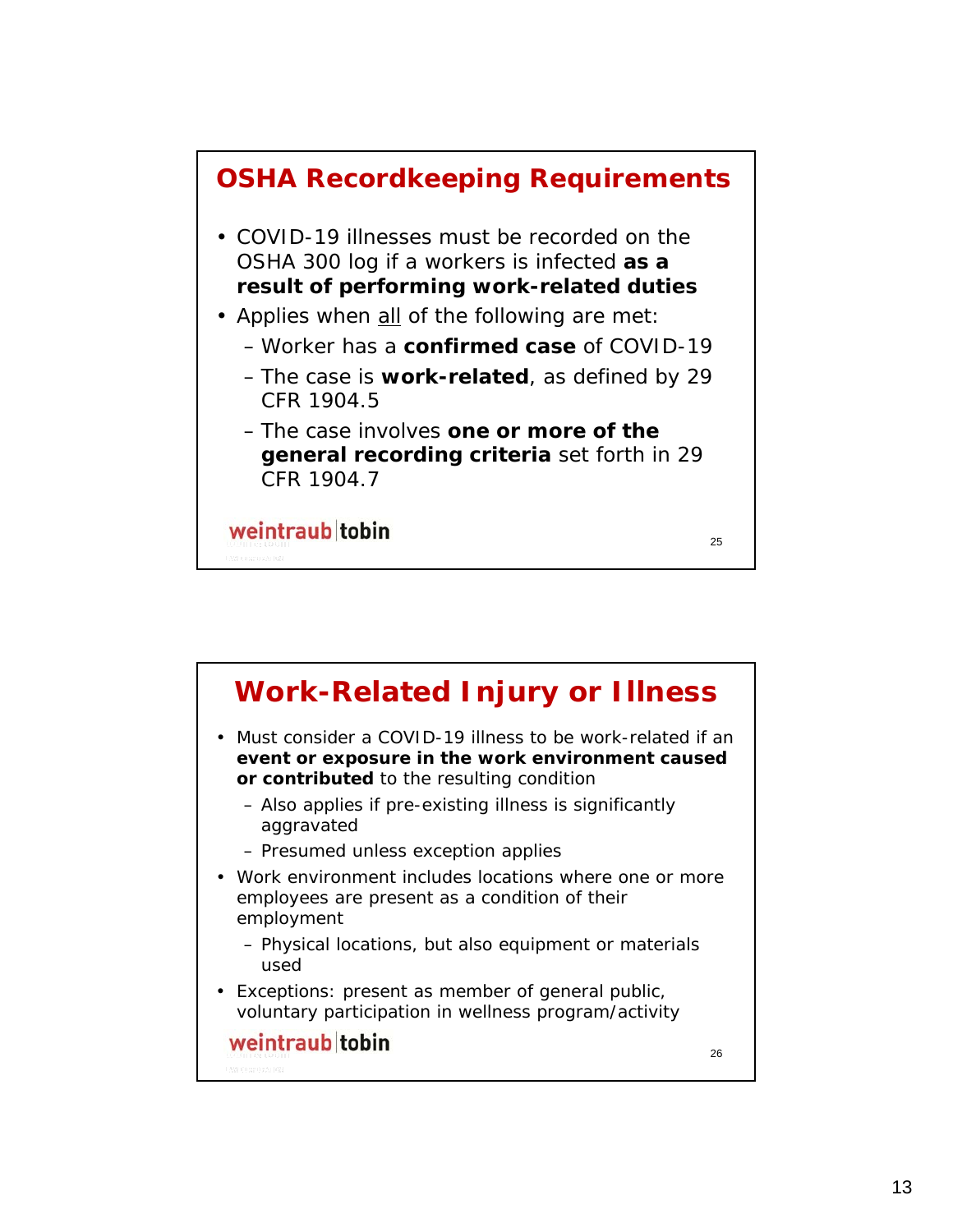## OSHA Recordkeeping Requirements

- COVID-19 illnesses must be recorded on the OSHA 300 log if a workers is infected **as a result of performing work-related duties**
- Applies when all of the following are met:
  - Worker has a **confirmed case** of COVID-19
  - The case is **work-related**, as defined by 29 CFR 1904.5
  - The case involves **one or more of the general recording criteria** set forth in 29 CFR 1904.7

weintraub|tobin

## Work-Related Injury or Illness

- Must consider a COVID-19 illness to be work-related if an **event or exposure in the work environment caused or contributed** to the resulting condition
  - Also applies if pre-existing illness is significantly aggravated
  - Presumed unless exception applies
- Work environment includes locations where one or more employees are present as a condition of their employment
  - Physical locations, but also equipment or materials used
- Exceptions: present as member of general public, voluntary participation in wellness program/activity

weintraub|tobin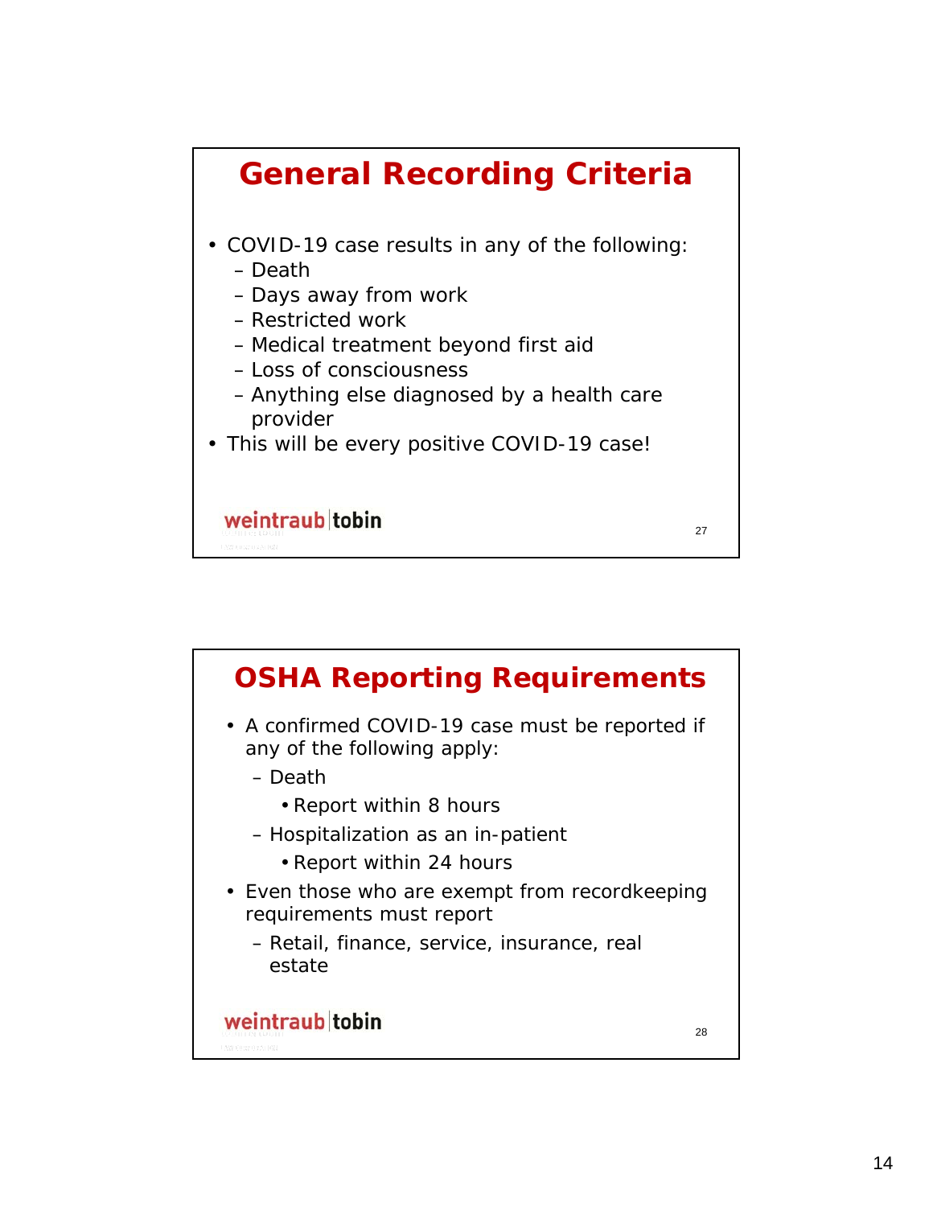## General Recording Criteria

- COVID-19 case results in any of the following:
  - Death
  - Days away from work
  - Restricted work
  - Medical treatment beyond first aid
  - Loss of consciousness
  - Anything else diagnosed by a health care provider
- This will be every positive COVID-19 case!

weintraub|tobin

## OSHA Reporting Requirements

- A confirmed COVID-19 case must be reported if any of the following apply:
  - Death
    - Report within 8 hours
  - Hospitalization as an in-patient
    - Report within 24 hours
- Even those who are exempt from recordkeeping requirements must report
  - Retail, finance, service, insurance, real estate

weintraub|tobin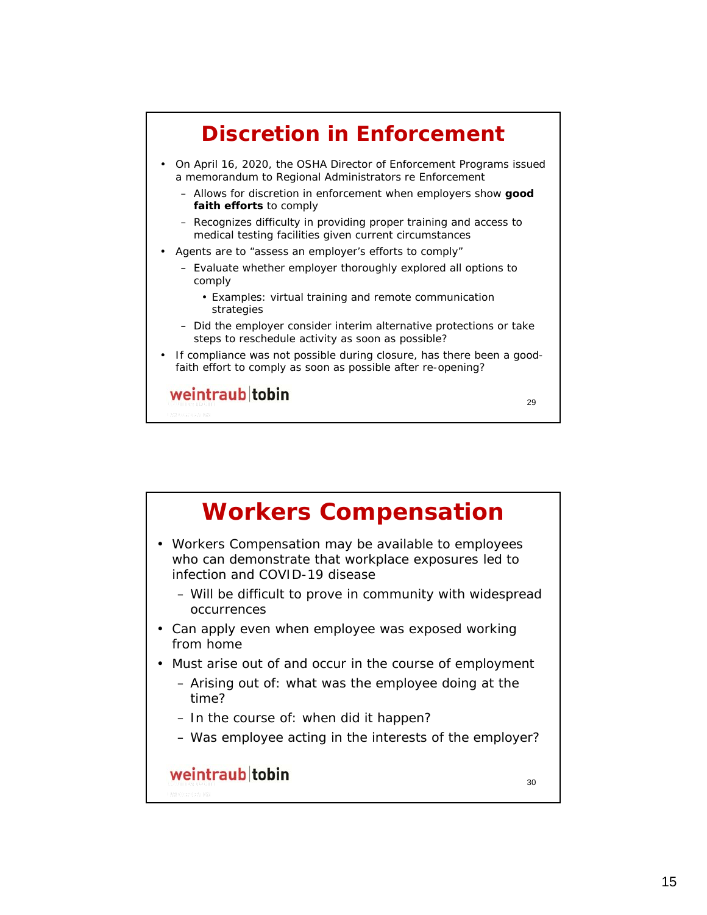## Discretion in Enforcement

- On April 16, 2020, the OSHA Director of Enforcement Programs issued a memorandum to Regional Administrators re Enforcement
  - Allows for discretion in enforcement when employers show **good faith efforts** to comply
  - Recognizes difficulty in providing proper training and access to medical testing facilities given current circumstances
- Agents are to "assess an employer's efforts to comply"
  - Evaluate whether employer thoroughly explored all options to comply
    - Examples: virtual training and remote communication strategies
  - Did the employer consider interim alternative protections or take steps to reschedule activity as soon as possible?
- If compliance was not possible during closure, has there been a good-faith effort to comply as soon as possible after re-opening?

weintraub|tobin

## Workers Compensation

- Workers Compensation may be available to employees who can demonstrate that workplace exposures led to infection and COVID-19 disease
  - Will be difficult to prove in community with widespread occurrences
- Can apply even when employee was exposed working from home
- Must arise out of and occur in the course of employment
  - Arising out of: what was the employee doing at the time?
  - In the course of: when did it happen?
  - Was employee acting in the interests of the employer?

weintraub|tobin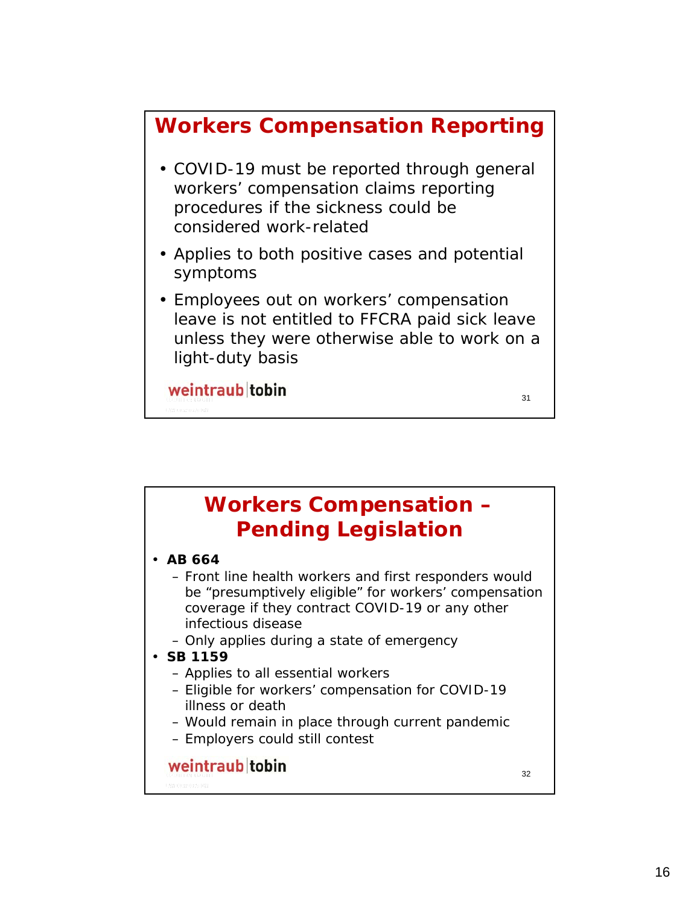## Workers Compensation Reporting

- COVID-19 must be reported through general workers' compensation claims reporting procedures if the sickness could be considered work-related
- Applies to both positive cases and potential symptoms
- Employees out on workers' compensation leave is not entitled to FFCRA paid sick leave unless they were otherwise able to work on a light-duty basis

weintraub tobin

## Workers Compensation – Pending Legislation

- **AB 664**
  - Front line health workers and first responders would be "presumptively eligible" for workers' compensation coverage if they contract COVID-19 or any other infectious disease
  - Only applies during a state of emergency
- **SB 1159**
  - Applies to all essential workers
  - Eligible for workers' compensation for COVID-19 illness or death
  - Would remain in place through current pandemic
  - Employers could still contest

weintraub tobin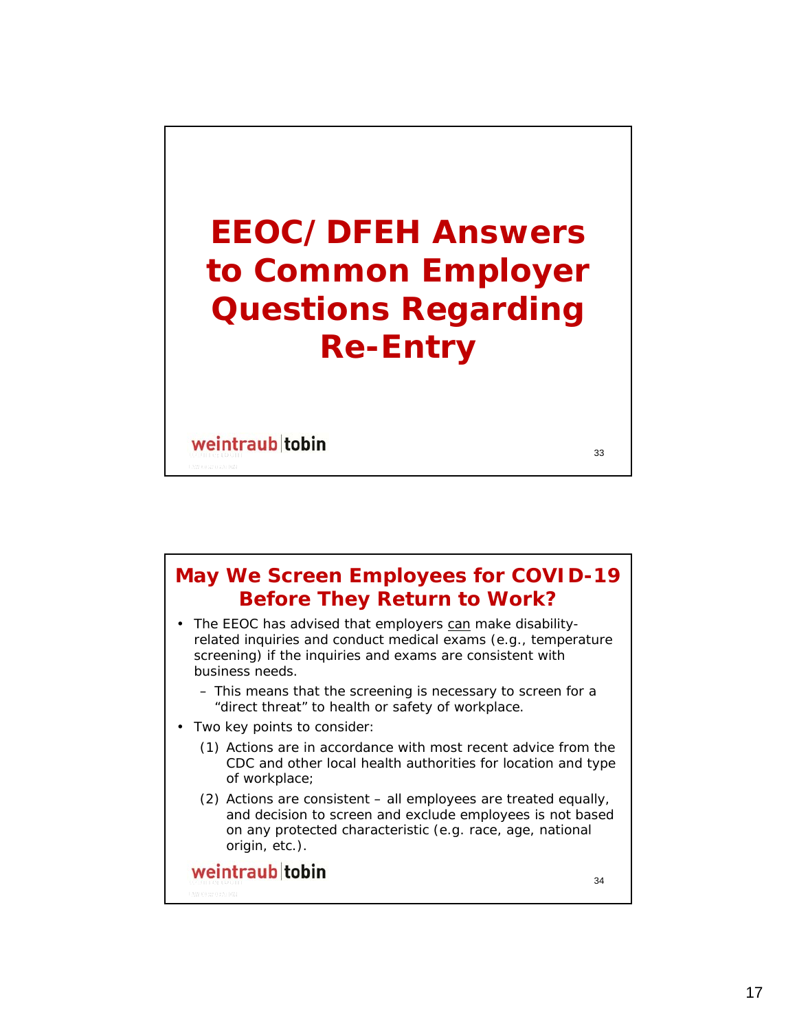# EEOC/DFEH Answers to Common Employer Questions Regarding Re-Entry

## May We Screen Employees for COVID-19 Before They Return to Work?

- The EEOC has advised that employers can make disability-related inquiries and conduct medical exams (e.g., temperature screening) if the inquiries and exams are consistent with business needs.
  - This means that the screening is necessary to screen for a "direct threat" to health or safety of workplace.
- Two key points to consider:
  - (1) Actions are in accordance with most recent advice from the CDC and other local health authorities for location and type of workplace;
  - (2) Actions are consistent – all employees are treated equally, and decision to screen and exclude employees is not based on any protected characteristic (e.g. race, age, national origin, etc.).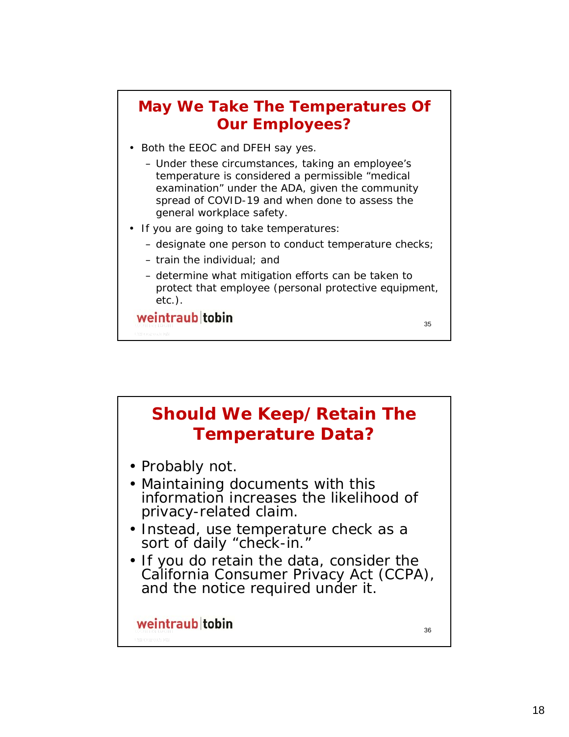## May We Take The Temperatures Of Our Employees?

- Both the EEOC and DFEH say yes.
  - Under these circumstances, taking an employee's temperature is considered a permissible "medical examination" under the ADA, given the community spread of COVID-19 and when done to assess the general workplace safety.
- If you are going to take temperatures:
  - designate one person to conduct temperature checks;
  - train the individual; and
  - determine what mitigation efforts can be taken to protect that employee (personal protective equipment, etc.).

weintraub|tobin

## Should We Keep/Retain The Temperature Data?

- Probably not.
- Maintaining documents with this information increases the likelihood of privacy-related claim.
- Instead, use temperature check as a sort of daily "check-in."
- If you do retain the data, consider the California Consumer Privacy Act (CCPA), and the notice required under it.

weintraub|tobin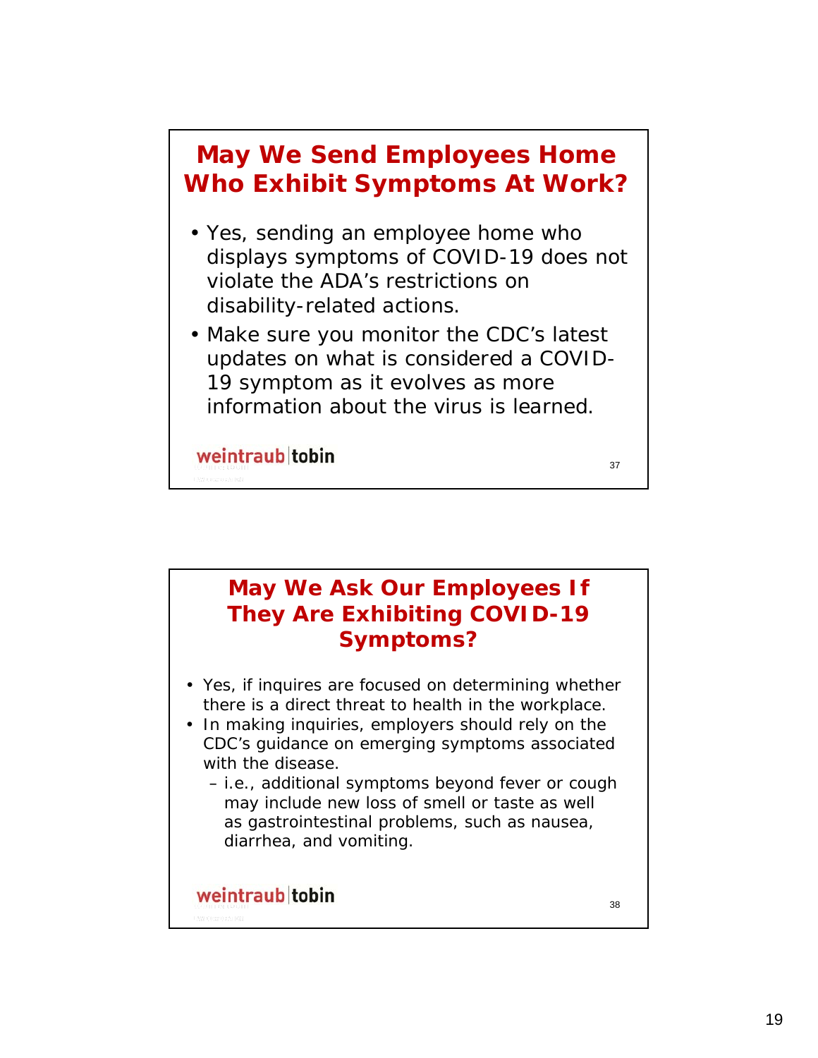## May We Send Employees Home Who Exhibit Symptoms At Work?

- Yes, sending an employee home who displays symptoms of COVID-19 does not violate the ADA's restrictions on disability-related actions.
- Make sure you monitor the CDC's latest updates on what is considered a COVID-19 symptom as it evolves as more information about the virus is learned.

weintraub|tobin

## May We Ask Our Employees If They Are Exhibiting COVID-19 Symptoms?

- Yes, if inquires are focused on determining whether there is a direct threat to health in the workplace.
- In making inquiries, employers should rely on the CDC's guidance on emerging symptoms associated with the disease.
  - i.e., additional symptoms beyond fever or cough may include new loss of smell or taste as well as gastrointestinal problems, such as nausea, diarrhea, and vomiting.

weintraub|tobin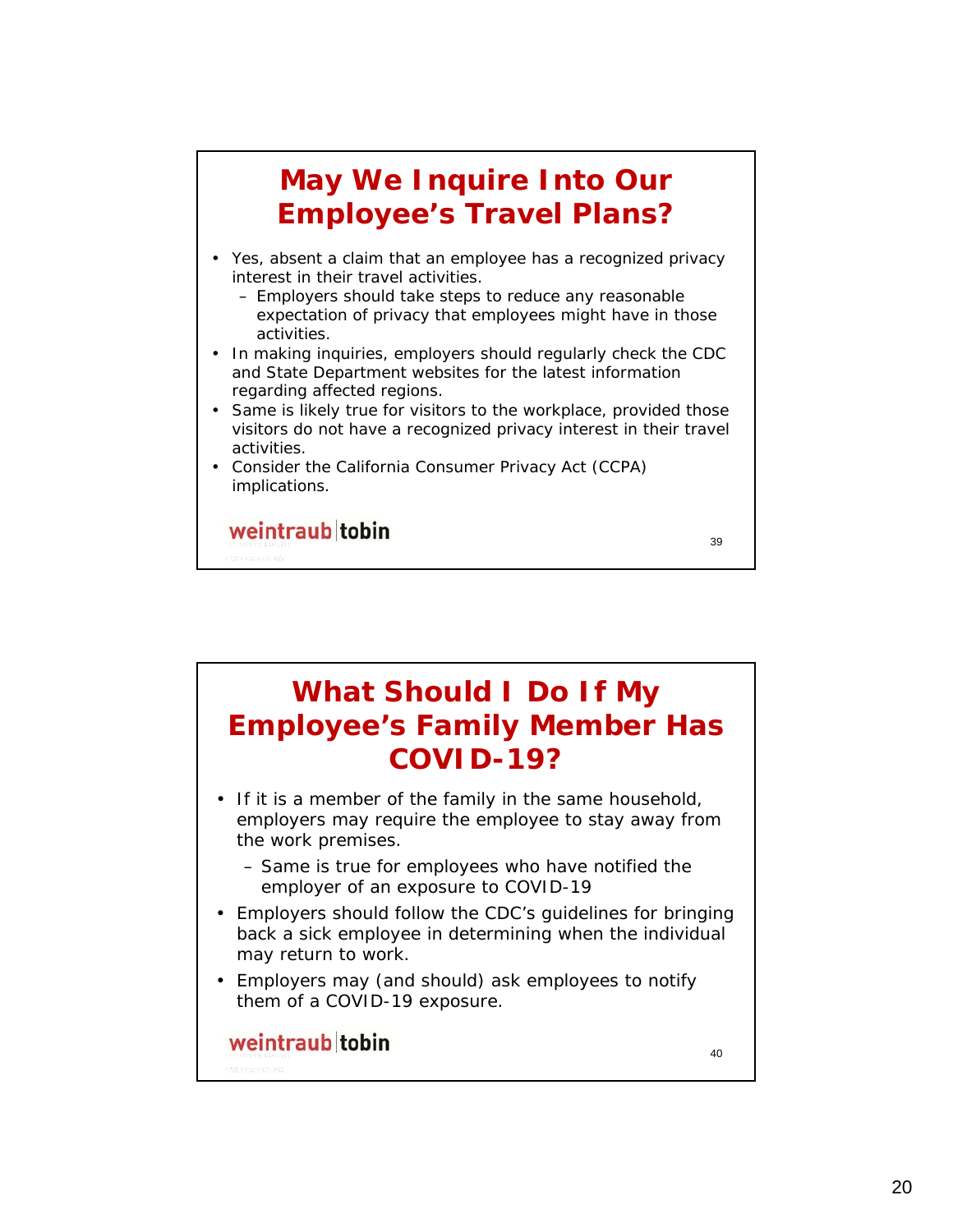## May We Inquire Into Our Employee's Travel Plans?

- Yes, absent a claim that an employee has a recognized privacy interest in their travel activities.
  - Employers should take steps to reduce any reasonable expectation of privacy that employees might have in those activities.
- In making inquiries, employers should regularly check the CDC and State Department websites for the latest information regarding affected regions.
- Same is likely true for visitors to the workplace, provided those visitors do not have a recognized privacy interest in their travel activities.
- Consider the California Consumer Privacy Act (CCPA) implications.

weintraub|tobin

## What Should I Do If My Employee's Family Member Has COVID-19?

- If it is a member of the family in the same household, employers may require the employee to stay away from the work premises.
  - Same is true for employees who have notified the employer of an exposure to COVID-19
- Employers should follow the CDC's guidelines for bringing back a sick employee in determining when the individual may return to work.
- Employers may (and should) ask employees to notify them of a COVID-19 exposure.

weintraub|tobin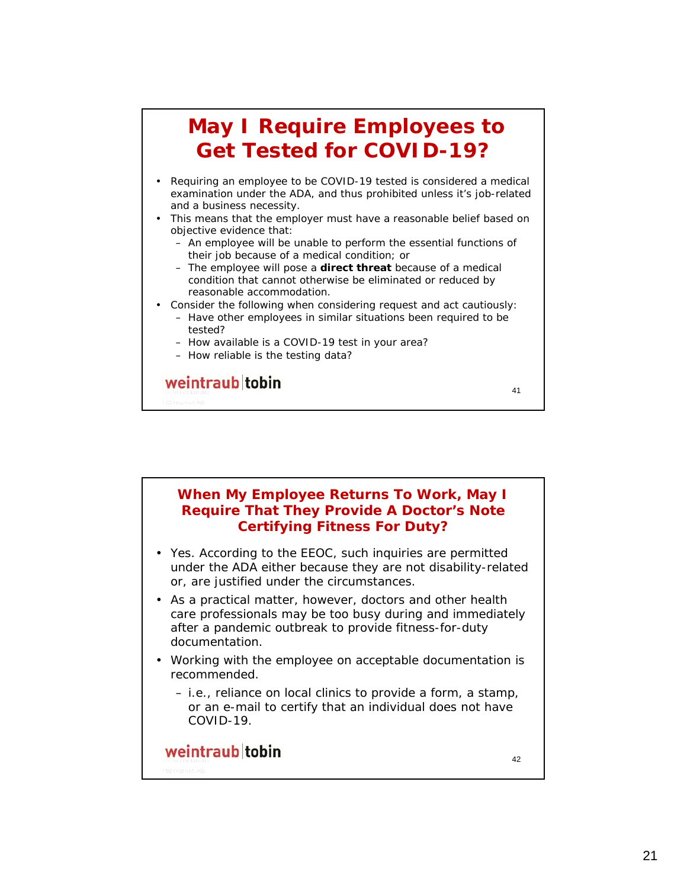## May I Require Employees to Get Tested for COVID-19?

- Requiring an employee to be COVID-19 tested is considered a medical examination under the ADA, and thus prohibited unless it's job-related and a business necessity.
- This means that the employer must have a reasonable belief based on objective evidence that:
  - An employee will be unable to perform the essential functions of their job because of a medical condition; or
  - The employee will pose a **direct threat** because of a medical condition that cannot otherwise be eliminated or reduced by reasonable accommodation.
- Consider the following when considering request and act cautiously:
  - Have other employees in similar situations been required to be tested?
  - How available is a COVID-19 test in your area?
  - How reliable is the testing data?

weintraub tobin

## When My Employee Returns To Work, May I Require That They Provide A Doctor's Note Certifying Fitness For Duty?

- Yes. According to the EEOC, such inquiries are permitted under the ADA either because they are not disability-related or, are justified under the circumstances.
- As a practical matter, however, doctors and other health care professionals may be too busy during and immediately after a pandemic outbreak to provide fitness-for-duty documentation.
- Working with the employee on acceptable documentation is recommended.
  - i.e., reliance on local clinics to provide a form, a stamp, or an e-mail to certify that an individual does not have COVID-19.

weintraub tobin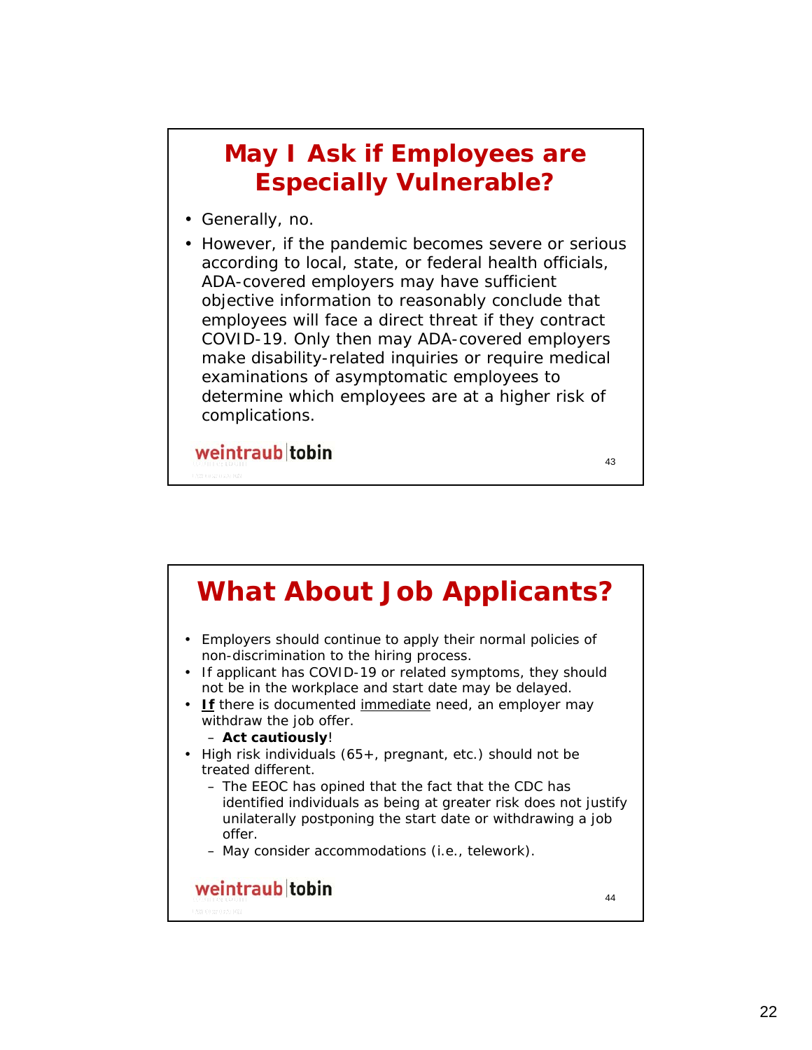## May I Ask if Employees are Especially Vulnerable?

- Generally, no.
- However, if the pandemic becomes severe or serious according to local, state, or federal health officials, ADA-covered employers may have sufficient objective information to reasonably conclude that employees will face a direct threat if they contract COVID-19. Only then may ADA-covered employers make disability-related inquiries or require medical examinations of asymptomatic employees to determine which employees are at a higher risk of complications.

weintraub|tobin

## What About Job Applicants?

- Employers should continue to apply their normal policies of non-discrimination to the hiring process.
- If applicant has COVID-19 or related symptoms, they should not be in the workplace and start date may be delayed.
- ***If*** there is documented <u>immediate</u> need, an employer may withdraw the job offer.
  - **Act cautiously**!
- High risk individuals (65+, pregnant, etc.) should not be treated different.
  - The EEOC has opined that the fact that the CDC has identified individuals as being at greater risk does not justify unilaterally postponing the start date or withdrawing a job offer.
  - May consider accommodations (i.e., telework).

weintraub|tobin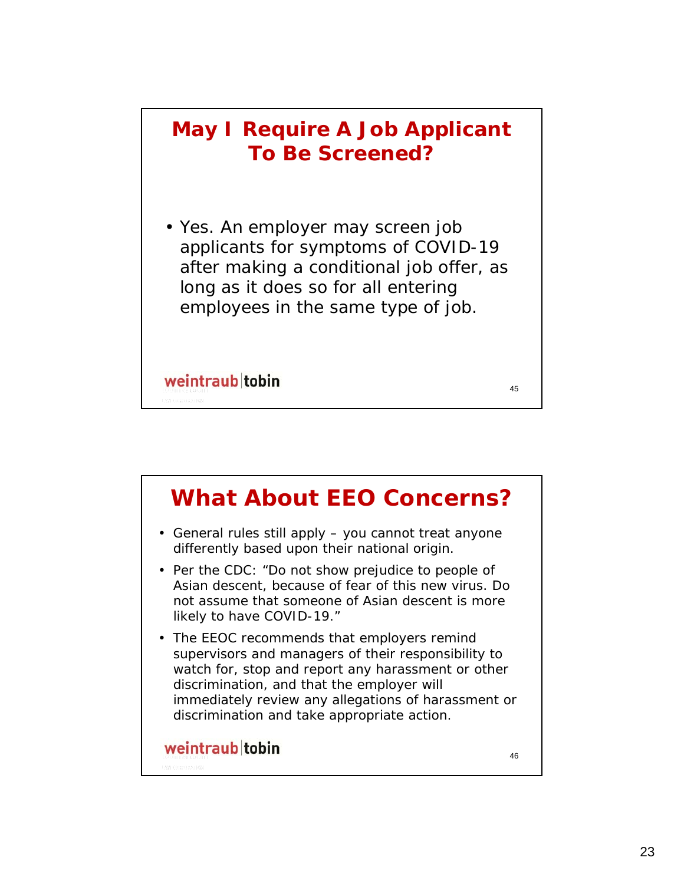## May I Require A Job Applicant To Be Screened?

- Yes. An employer may screen job applicants for symptoms of COVID-19 after making a conditional job offer, as long as it does so for all entering employees in the same type of job.

## What About EEO Concerns?

- General rules still apply – you cannot treat anyone differently based upon their national origin.
- Per the CDC: "Do not show prejudice to people of Asian descent, because of fear of this new virus. Do not assume that someone of Asian descent is more likely to have COVID-19."
- The EEOC recommends that employers remind supervisors and managers of their responsibility to watch for, stop and report any harassment or other discrimination, and that the employer will immediately review any allegations of harassment or discrimination and take appropriate action.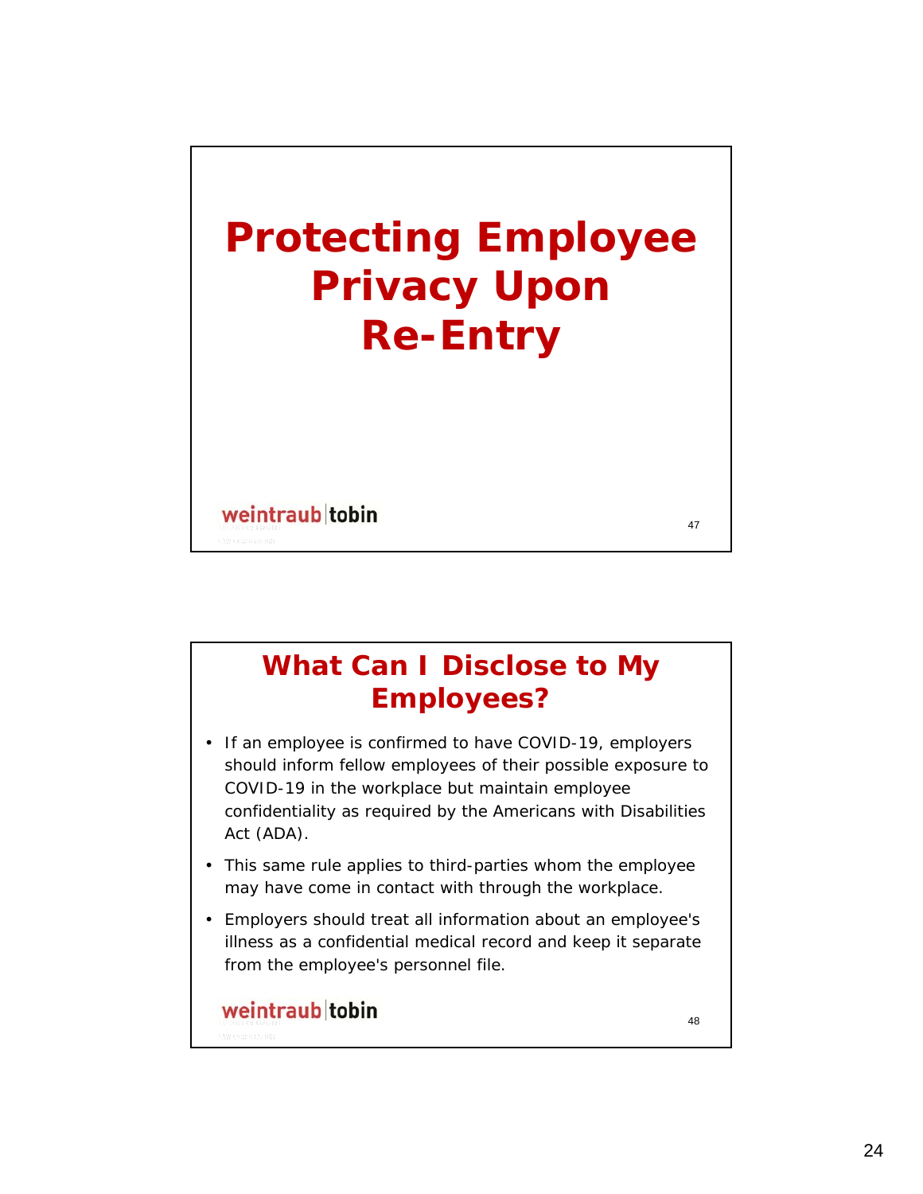# Protecting Employee Privacy Upon Re-Entry

## What Can I Disclose to My Employees?

- If an employee is confirmed to have COVID-19, employers should inform fellow employees of their possible exposure to COVID-19 in the workplace but maintain employee confidentiality as required by the Americans with Disabilities Act (ADA).
- This same rule applies to third-parties whom the employee may have come in contact with through the workplace.
- Employers should treat all information about an employee's illness as a confidential medical record and keep it separate from the employee's personnel file.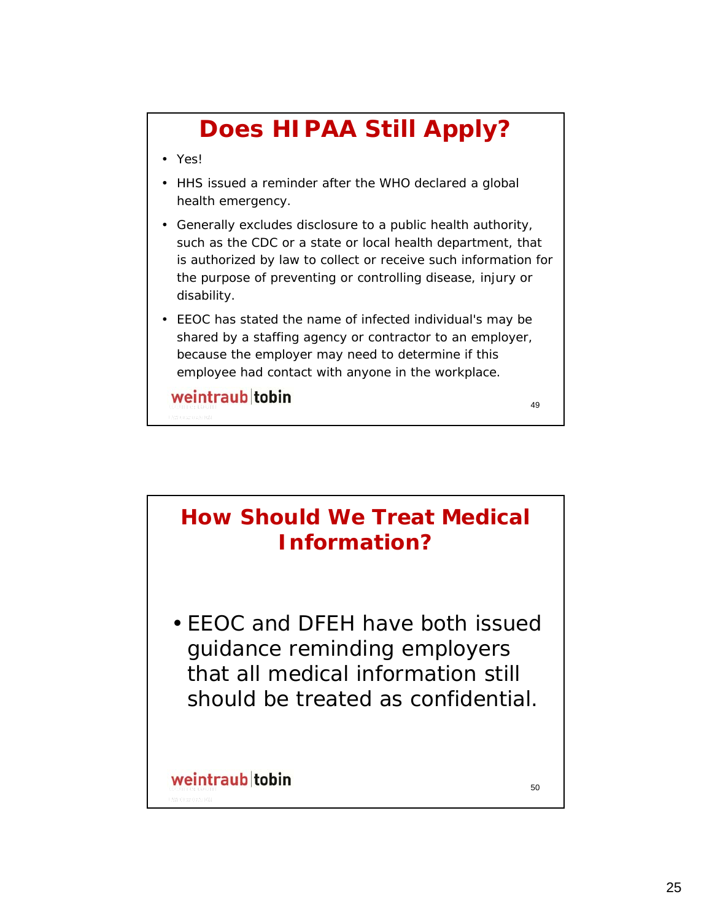# Does HIPAA Still Apply?

- Yes!
- HHS issued a reminder after the WHO declared a global health emergency.
- Generally excludes disclosure to a public health authority, such as the CDC or a state or local health department, that is authorized by law to collect or receive such information for the purpose of preventing or controlling disease, injury or disability.
- EEOC has stated the name of infected individual's may be shared by a staffing agency or contractor to an employer, because the employer may need to determine if this employee had contact with anyone in the workplace.

weintraub tobin

# How Should We Treat Medical Information?

- EEOC and DFEH have both issued guidance reminding employers that all medical information still should be treated as confidential.

weintraub tobin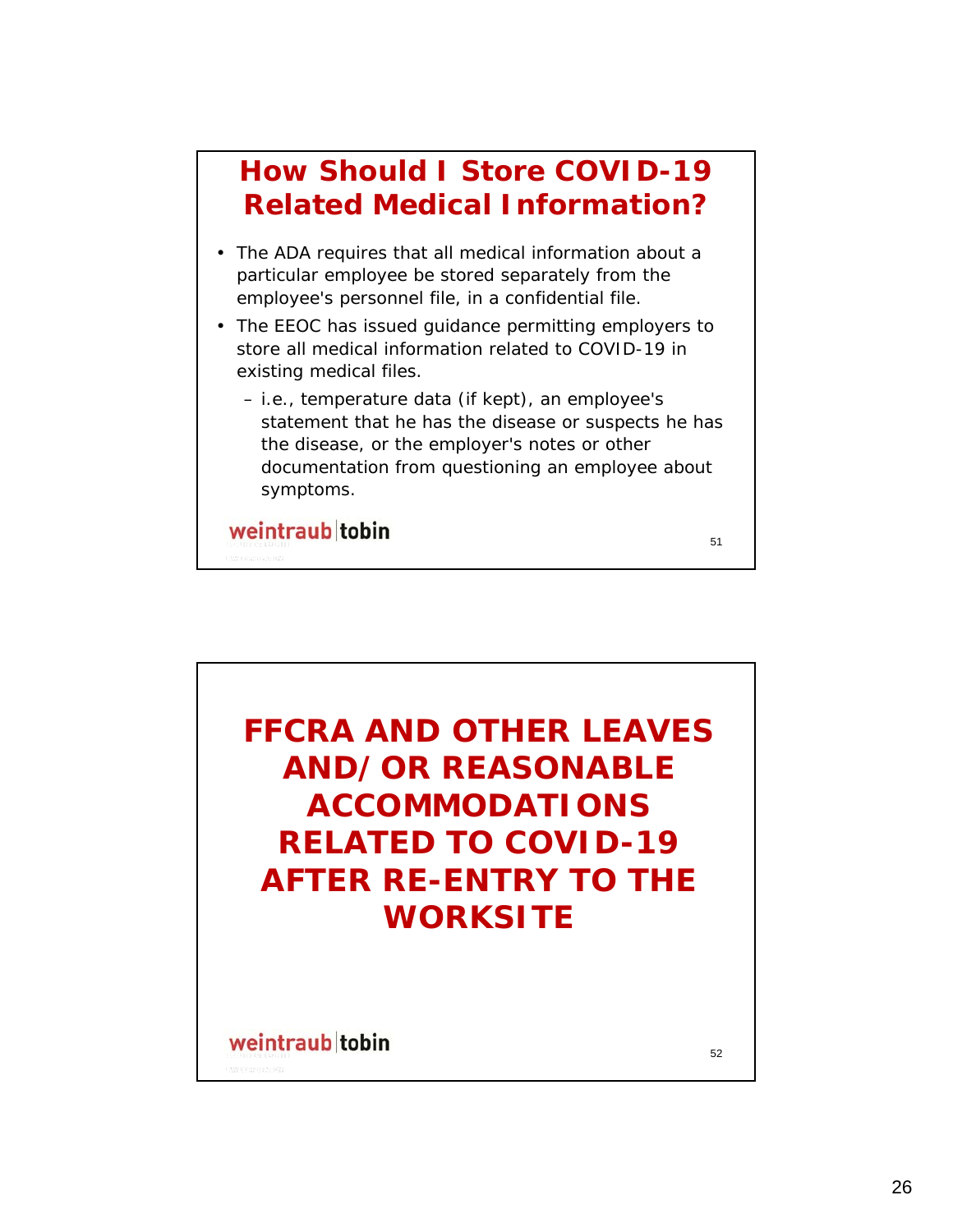## How Should I Store COVID-19 Related Medical Information?

- The ADA requires that all medical information about a particular employee be stored separately from the employee's personnel file, in a confidential file.
- The EEOC has issued guidance permitting employers to store all medical information related to COVID-19 in existing medical files.
  - i.e., temperature data (if kept), an employee's statement that he has the disease or suspects he has the disease, or the employer's notes or other documentation from questioning an employee about symptoms.

weintraub|tobin

## FFCRA AND OTHER LEAVES AND/OR REASONABLE ACCOMMODATIONS RELATED TO COVID-19 AFTER RE-ENTRY TO THE WORKSITE

weintraub|tobin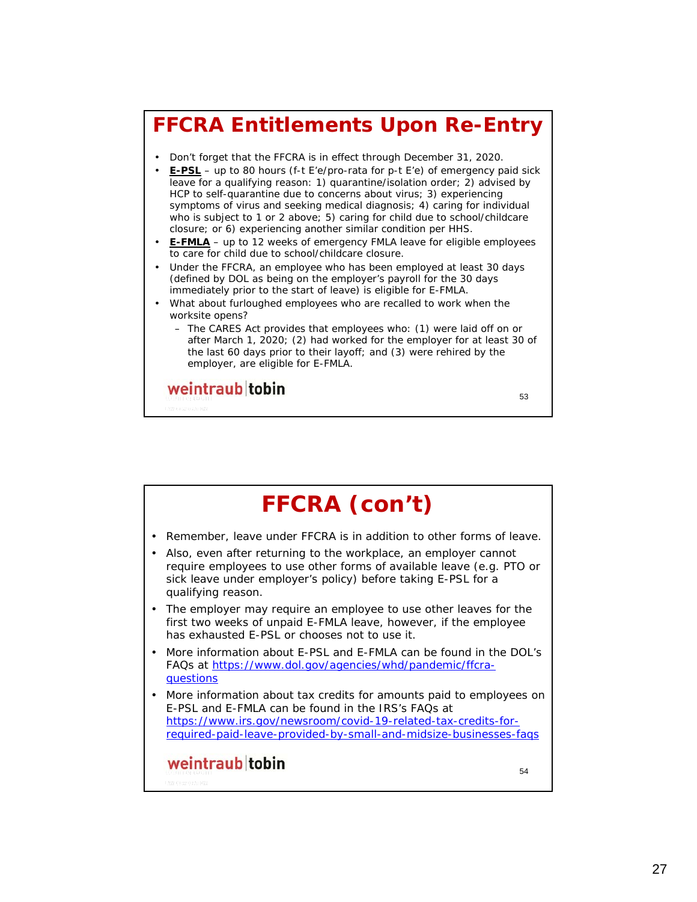# FFCRA Entitlements Upon Re-Entry

- Don't forget that the FFCRA is in effect through December 31, 2020.
- **E-PSL** – up to 80 hours (f-t E'e/pro-rata for p-t E'e) of emergency paid sick leave for a qualifying reason: 1) quarantine/isolation order; 2) advised by HCP to self-quarantine due to concerns about virus; 3) experiencing symptoms of virus and seeking medical diagnosis; 4) caring for individual who is subject to 1 or 2 above; 5) caring for child due to school/childcare closure; or 6) experiencing another similar condition per HHS.
- **E-FMLA** – up to 12 weeks of emergency FMLA leave for eligible employees to care for child due to school/childcare closure.
- Under the FFCRA, an employee who has been employed at least 30 days (defined by DOL as being on the employer's payroll for the 30 days immediately prior to the start of leave) is eligible for E-FMLA.
- What about furloughed employees who are recalled to work when the worksite opens?
  - The CARES Act provides that employees who: (1) were laid off on or after March 1, 2020; (2) had worked for the employer for at least 30 of the last 60 days prior to their layoff; and (3) were rehired by the employer, are eligible for E-FMLA.

weintraub|tobin

# FFCRA (con't)

- Remember, leave under FFCRA is in addition to other forms of leave.
- Also, even after returning to the workplace, an employer cannot require employees to use other forms of available leave (e.g. PTO or sick leave under employer's policy) before taking E-PSL for a qualifying reason.
- The employer may require an employee to use other leaves for the first two weeks of unpaid E-FMLA leave, however, if the employee has exhausted E-PSL or chooses not to use it.
- More information about E-PSL and E-FMLA can be found in the DOL's FAQs at https://www.dol.gov/agencies/whd/pandemic/ffcra-questions
- More information about tax credits for amounts paid to employees on E-PSL and E-FMLA can be found in the IRS's FAQs at https://www.irs.gov/newsroom/covid-19-related-tax-credits-for-required-paid-leave-provided-by-small-and-midsize-businesses-faqs

weintraub|tobin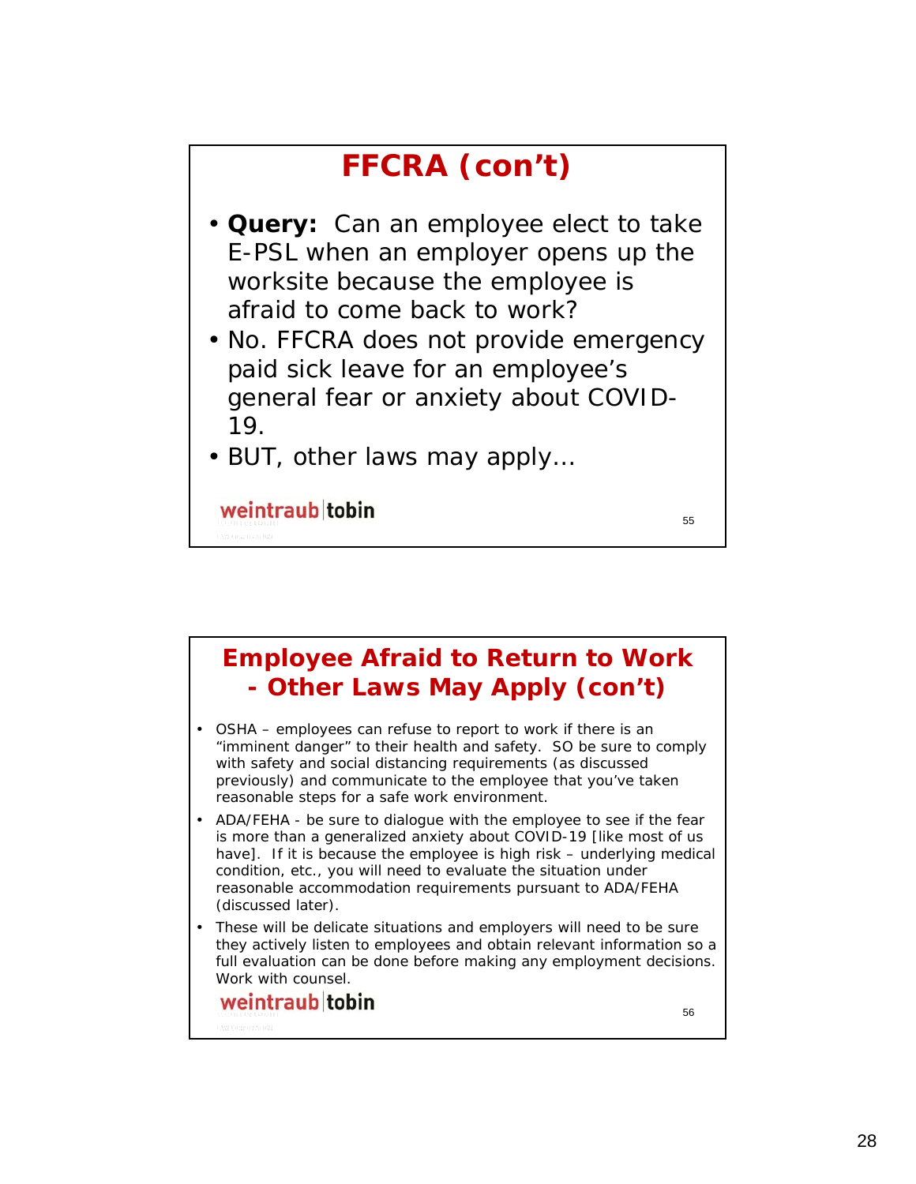## FFCRA (con't)

- **Query:** Can an employee elect to take E-PSL when an employer opens up the worksite because the employee is afraid to come back to work?
- No. FFCRA does not provide emergency paid sick leave for an employee's general fear or anxiety about COVID-19.
- BUT, other laws may apply…

weintraub|tobin

## Employee Afraid to Return to Work - Other Laws May Apply (con't)

- OSHA – employees can refuse to report to work if there is an "imminent danger" to their health and safety. SO be sure to comply with safety and social distancing requirements (as discussed previously) and communicate to the employee that you've taken reasonable steps for a safe work environment.
- ADA/FEHA - be sure to dialogue with the employee to see if the fear is more than a generalized anxiety about COVID-19 [like most of us have]. If it is because the employee is high risk – underlying medical condition, etc., you will need to evaluate the situation under reasonable accommodation requirements pursuant to ADA/FEHA (discussed later).
- These will be delicate situations and employers will need to be sure they actively listen to employees and obtain relevant information so a full evaluation can be done before making any employment decisions. Work with counsel.

weintraub|tobin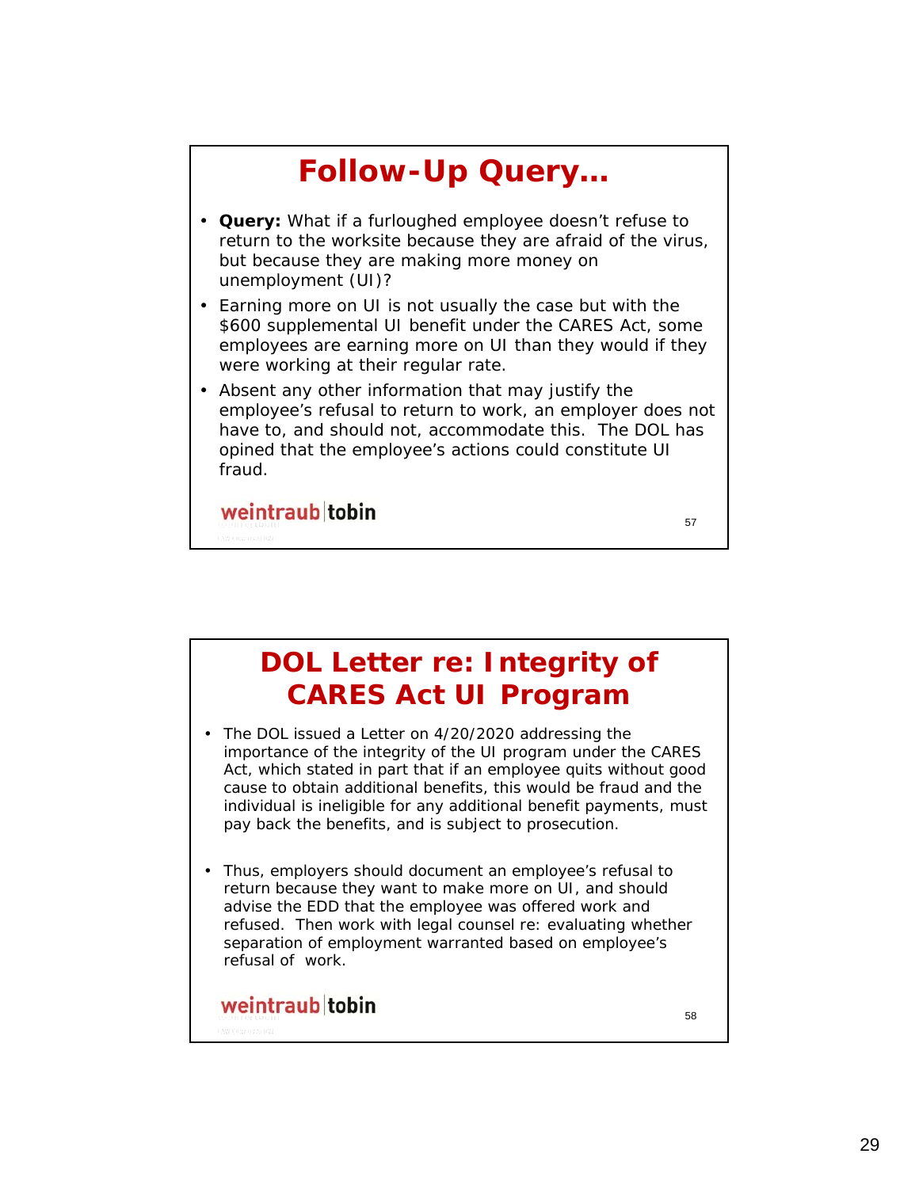# Follow-Up Query…

- **Query:** What if a furloughed employee doesn't refuse to return to the worksite because they are afraid of the virus, but because they are making more money on unemployment (UI)?
- Earning more on UI is not usually the case but with the $600 supplemental UI benefit under the CARES Act, some employees are earning more on UI than they would if they were working at their regular rate.
- Absent any other information that may justify the employee's refusal to return to work, an employer does not have to, and should not, accommodate this. The DOL has opined that the employee's actions could constitute UI fraud.

weintraub|tobin

# DOL Letter re: Integrity of CARES Act UI Program

- The DOL issued a Letter on 4/20/2020 addressing the importance of the integrity of the UI program under the CARES Act, which stated in part that if an employee quits without good cause to obtain additional benefits, this would be fraud and the individual is ineligible for any additional benefit payments, must pay back the benefits, and is subject to prosecution.
- Thus, employers should document an employee's refusal to return because they want to make more on UI, and should advise the EDD that the employee was offered work and refused. Then work with legal counsel re: evaluating whether separation of employment warranted based on employee's refusal of work.

weintraub|tobin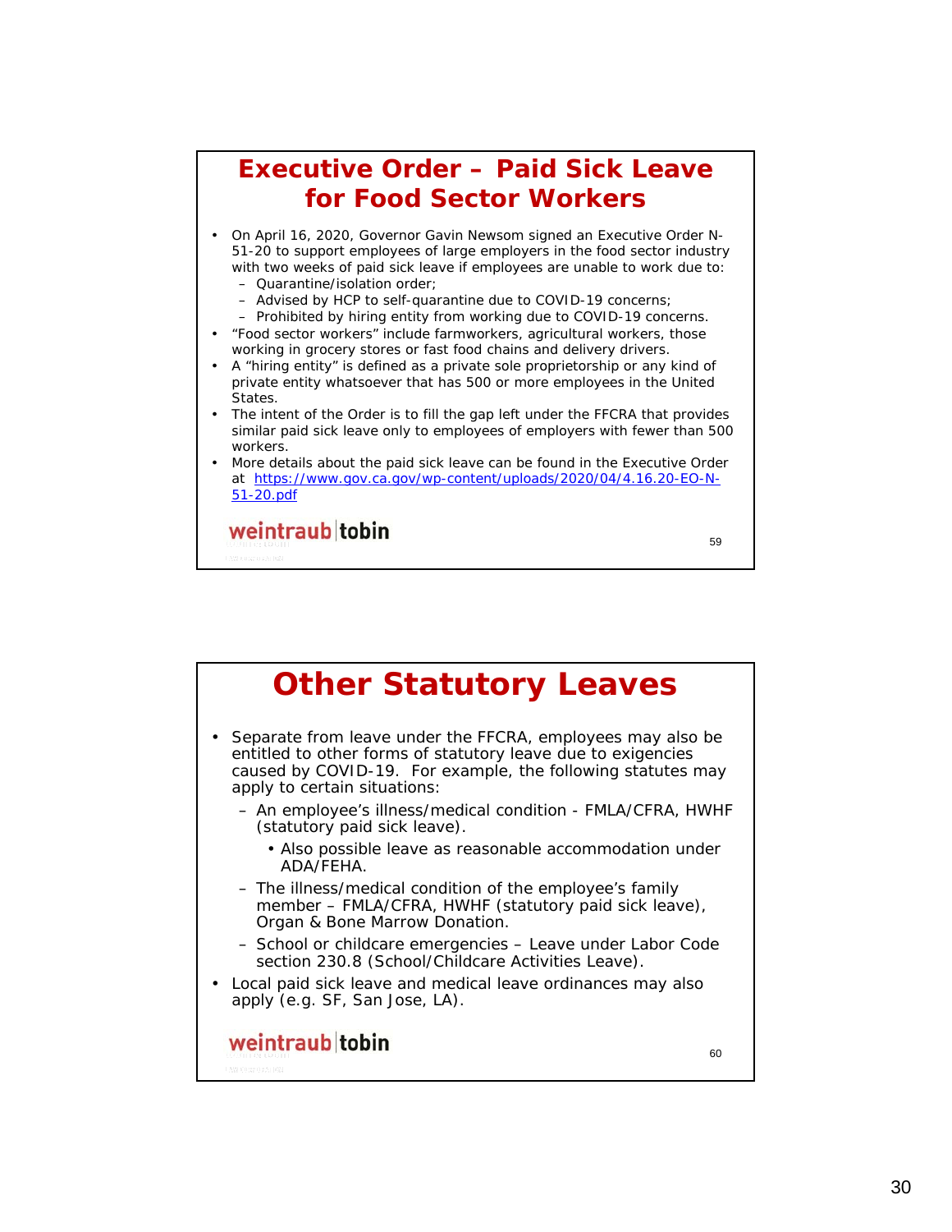## Executive Order – Paid Sick Leave for Food Sector Workers

- On April 16, 2020, Governor Gavin Newsom signed an Executive Order N-51-20 to support employees of large employers in the food sector industry with two weeks of paid sick leave if employees are unable to work due to:
  - Quarantine/isolation order;
  - Advised by HCP to self-quarantine due to COVID-19 concerns;
  - Prohibited by hiring entity from working due to COVID-19 concerns.
- "Food sector workers" include farmworkers, agricultural workers, those working in grocery stores or fast food chains and delivery drivers.
- A "hiring entity" is defined as a private sole proprietorship or any kind of private entity whatsoever that has 500 or more employees in the United States.
- The intent of the Order is to fill the gap left under the FFCRA that provides similar paid sick leave only to employees of employers with fewer than 500 workers.
- More details about the paid sick leave can be found in the Executive Order at https://www.gov.ca.gov/wp-content/uploads/2020/04/4.16.20-EO-N-51-20.pdf

weintraub|tobin

## Other Statutory Leaves

- Separate from leave under the FFCRA, employees may also be entitled to other forms of statutory leave due to exigencies caused by COVID-19. For example, the following statutes may apply to certain situations:
  - An employee's illness/medical condition - FMLA/CFRA, HWHF (statutory paid sick leave).
    - Also possible leave as reasonable accommodation under ADA/FEHA.
  - The illness/medical condition of the employee's family member – FMLA/CFRA, HWHF (statutory paid sick leave), Organ & Bone Marrow Donation.
  - School or childcare emergencies – Leave under Labor Code section 230.8 (School/Childcare Activities Leave).
- Local paid sick leave and medical leave ordinances may also apply (e.g. SF, San Jose, LA).

weintraub|tobin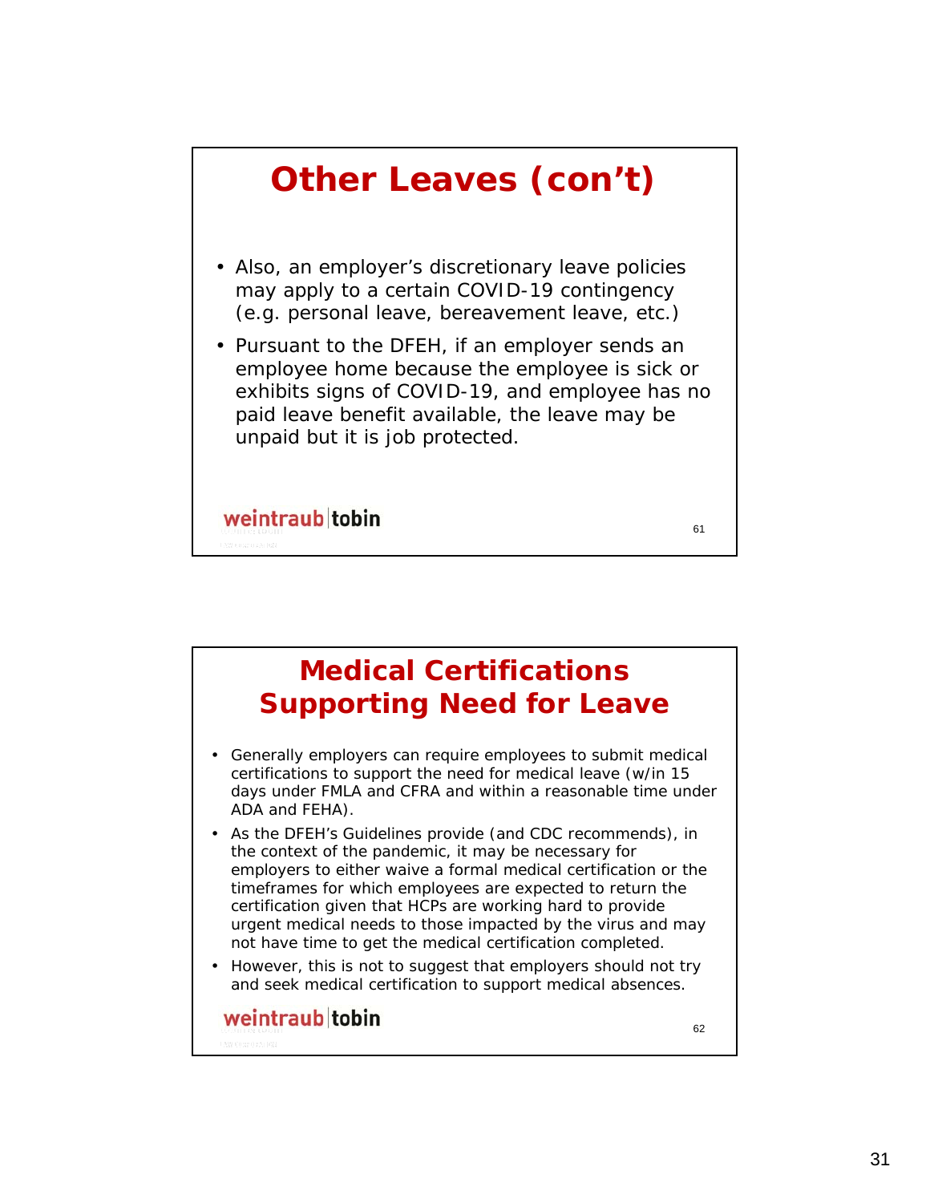## Other Leaves (con't)

- Also, an employer's discretionary leave policies may apply to a certain COVID-19 contingency (e.g. personal leave, bereavement leave, etc.)
- Pursuant to the DFEH, if an employer sends an employee home because the employee is sick or exhibits signs of COVID-19, and employee has no paid leave benefit available, the leave may be unpaid but it is job protected.

weintraub|tobin

## Medical Certifications Supporting Need for Leave

- Generally employers can require employees to submit medical certifications to support the need for medical leave (w/in 15 days under FMLA and CFRA and within a reasonable time under ADA and FEHA).
- As the DFEH's Guidelines provide (and CDC recommends), in the context of the pandemic, it may be necessary for employers to either waive a formal medical certification or the timeframes for which employees are expected to return the certification given that HCPs are working hard to provide urgent medical needs to those impacted by the virus and may not have time to get the medical certification completed.
- However, this is not to suggest that employers should not try and seek medical certification to support medical absences.

weintraub|tobin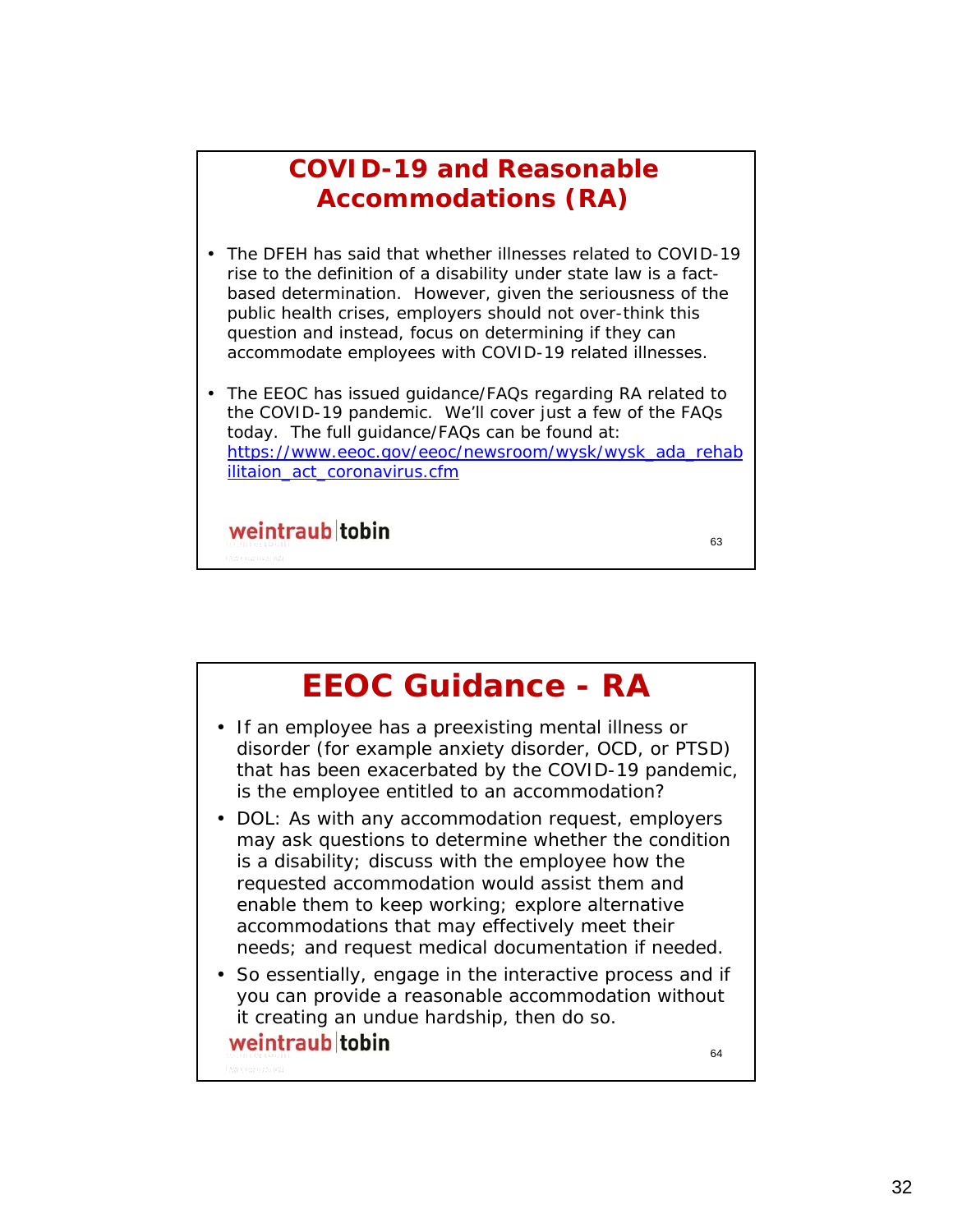## COVID-19 and Reasonable Accommodations (RA)

- The DFEH has said that whether illnesses related to COVID-19 rise to the definition of a disability under state law is a fact-based determination. However, given the seriousness of the public health crises, employers should not over-think this question and instead, focus on determining if they can accommodate employees with COVID-19 related illnesses.
- The EEOC has issued guidance/FAQs regarding RA related to the COVID-19 pandemic. We'll cover just a few of the FAQs today. The full guidance/FAQs can be found at: https://www.eeoc.gov/eeoc/newsroom/wysk/wysk_ada_rehabilitaion_act_coronavirus.cfm

weintraub|tobin

## EEOC Guidance - RA

- If an employee has a preexisting mental illness or disorder (for example anxiety disorder, OCD, or PTSD) that has been exacerbated by the COVID-19 pandemic, is the employee entitled to an accommodation?
- DOL: As with any accommodation request, employers may ask questions to determine whether the condition is a disability; discuss with the employee how the requested accommodation would assist them and enable them to keep working; explore alternative accommodations that may effectively meet their needs; and request medical documentation if needed.
- So essentially, engage in the interactive process and if you can provide a reasonable accommodation without it creating an undue hardship, then do so.

weintraub|tobin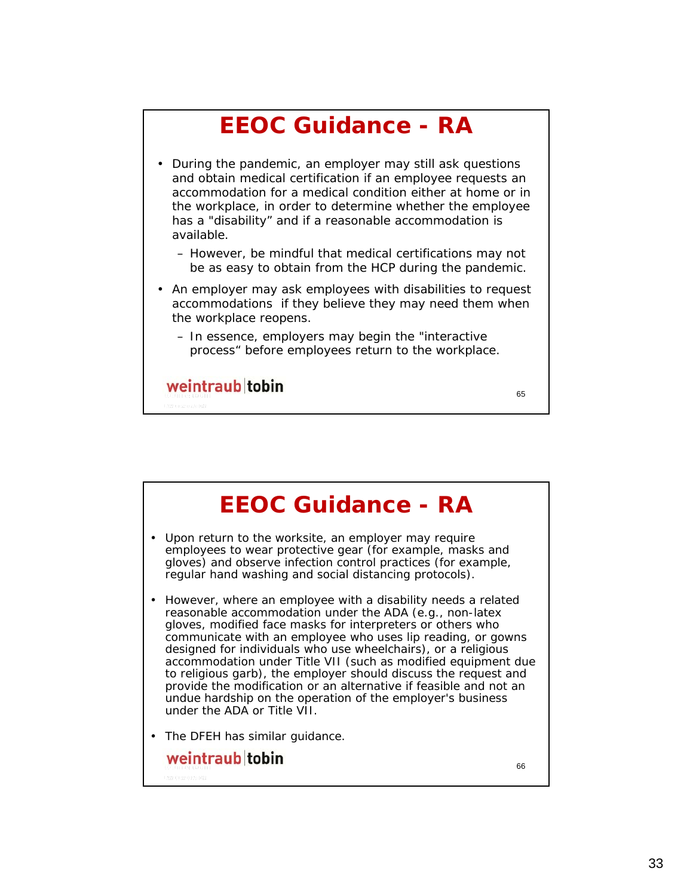## EEOC Guidance - RA

- During the pandemic, an employer may still ask questions and obtain medical certification if an employee requests an accommodation for a medical condition either at home or in the workplace, in order to determine whether the employee has a "disability" and if a reasonable accommodation is available.
  - However, be mindful that medical certifications may not be as easy to obtain from the HCP during the pandemic.
- An employer may ask employees with disabilities to request accommodations if they believe they may need them when the workplace reopens.
  - In essence, employers may begin the "interactive process" before employees return to the workplace.

weintraub | tobin

## EEOC Guidance - RA

- Upon return to the worksite, an employer may require employees to wear protective gear (for example, masks and gloves) and observe infection control practices (for example, regular hand washing and social distancing protocols).
- However, where an employee with a disability needs a related reasonable accommodation under the ADA (e.g., non-latex gloves, modified face masks for interpreters or others who communicate with an employee who uses lip reading, or gowns designed for individuals who use wheelchairs), or a religious accommodation under Title VII (such as modified equipment due to religious garb), the employer should discuss the request and provide the modification or an alternative if feasible and not an undue hardship on the operation of the employer's business under the ADA or Title VII.
- The DFEH has similar guidance.

weintraub | tobin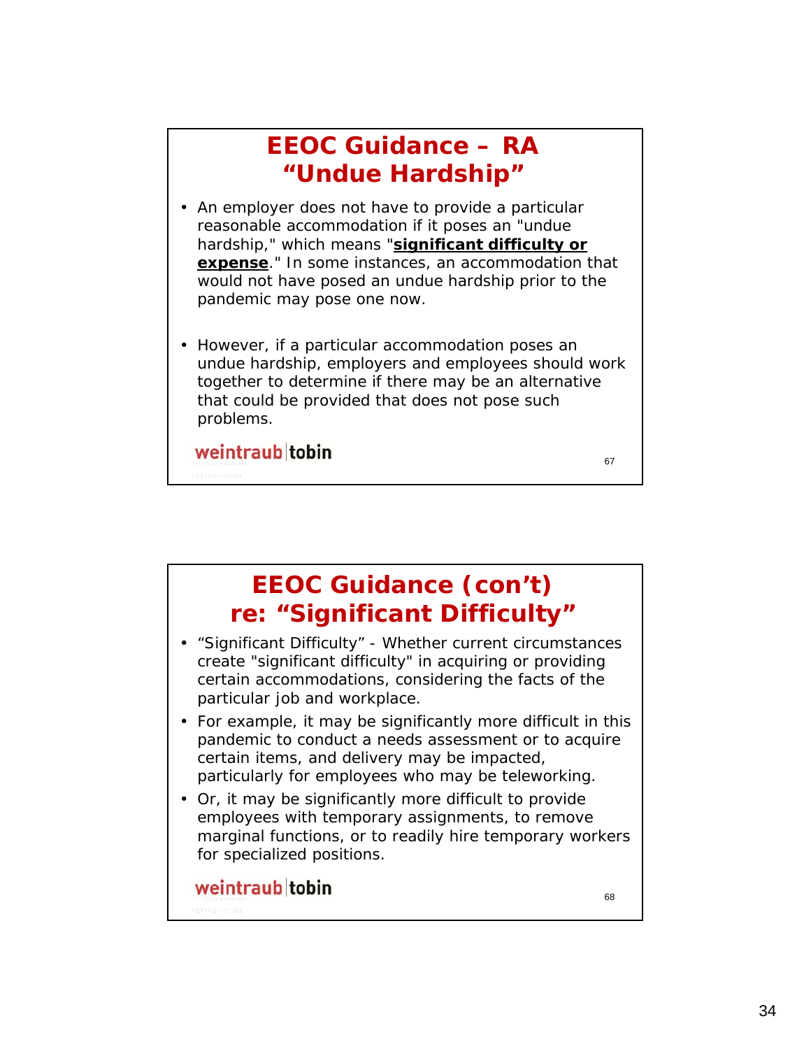## EEOC Guidance – RA “Undue Hardship”

- An employer does not have to provide a particular reasonable accommodation if it poses an "undue hardship," which means "**significant difficulty or expense**." In some instances, an accommodation that would not have posed an undue hardship prior to the pandemic may pose one now.
- However, if a particular accommodation poses an undue hardship, employers and employees should work together to determine if there may be an alternative that could be provided that does not pose such problems.

weintraub|tobin

## EEOC Guidance (con’t) re: “Significant Difficulty”

- “Significant Difficulty” - Whether current circumstances create "significant difficulty" in acquiring or providing certain accommodations, considering the facts of the particular job and workplace.
- For example, it may be significantly more difficult in this pandemic to conduct a needs assessment or to acquire certain items, and delivery may be impacted, particularly for employees who may be teleworking.
- Or, it may be significantly more difficult to provide employees with temporary assignments, to remove marginal functions, or to readily hire temporary workers for specialized positions.

weintraub|tobin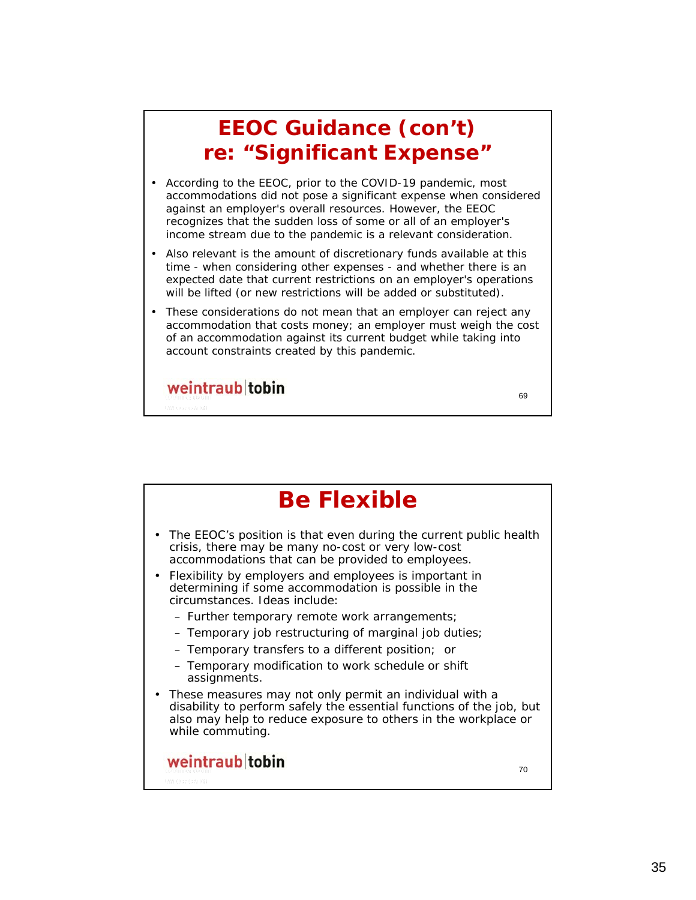## EEOC Guidance (con't) re: "Significant Expense"

- According to the EEOC, prior to the COVID-19 pandemic, most accommodations did not pose a significant expense when considered against an employer's overall resources. However, the EEOC recognizes that the sudden loss of some or all of an employer's income stream due to the pandemic is a relevant consideration.
- Also relevant is the amount of discretionary funds available at this time - when considering other expenses - and whether there is an expected date that current restrictions on an employer's operations will be lifted (or new restrictions will be added or substituted).
- These considerations do not mean that an employer can reject any accommodation that costs money; an employer must weigh the cost of an accommodation against its current budget while taking into account constraints created by this pandemic.

weintraub|tobin

## Be Flexible

- The EEOC's position is that even during the current public health crisis, there may be many no-cost or very low-cost accommodations that can be provided to employees.
- Flexibility by employers and employees is important in determining if some accommodation is possible in the circumstances. Ideas include:
  - Further temporary remote work arrangements;
  - Temporary job restructuring of marginal job duties;
  - Temporary transfers to a different position; or
  - Temporary modification to work schedule or shift assignments.
- These measures may not only permit an individual with a disability to perform safely the essential functions of the job, but also may help to reduce exposure to others in the workplace or while commuting.

weintraub|tobin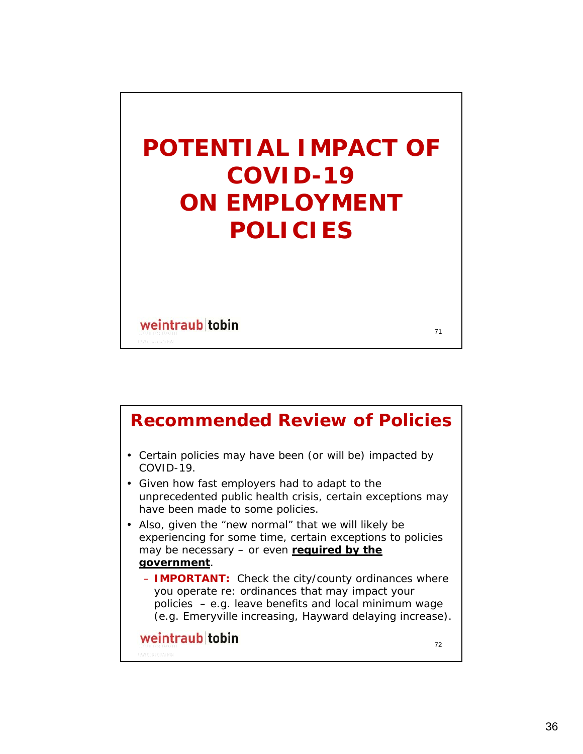# POTENTIAL IMPACT OF COVID-19 ON EMPLOYMENT POLICIES

weintraub | tobin

## Recommended Review of Policies

- Certain policies may have been (or will be) impacted by COVID-19.
- Given how fast employers had to adapt to the unprecedented public health crisis, certain exceptions may have been made to some policies.
- Also, given the "new normal" that we will likely be experiencing for some time, certain exceptions to policies may be necessary – or even **<u>required by the government</u>**.
  - **IMPORTANT:** Check the city/county ordinances where you operate re: ordinances that may impact your policies – e.g. leave benefits and local minimum wage (e.g. Emeryville increasing, Hayward delaying increase).

weintraub | tobin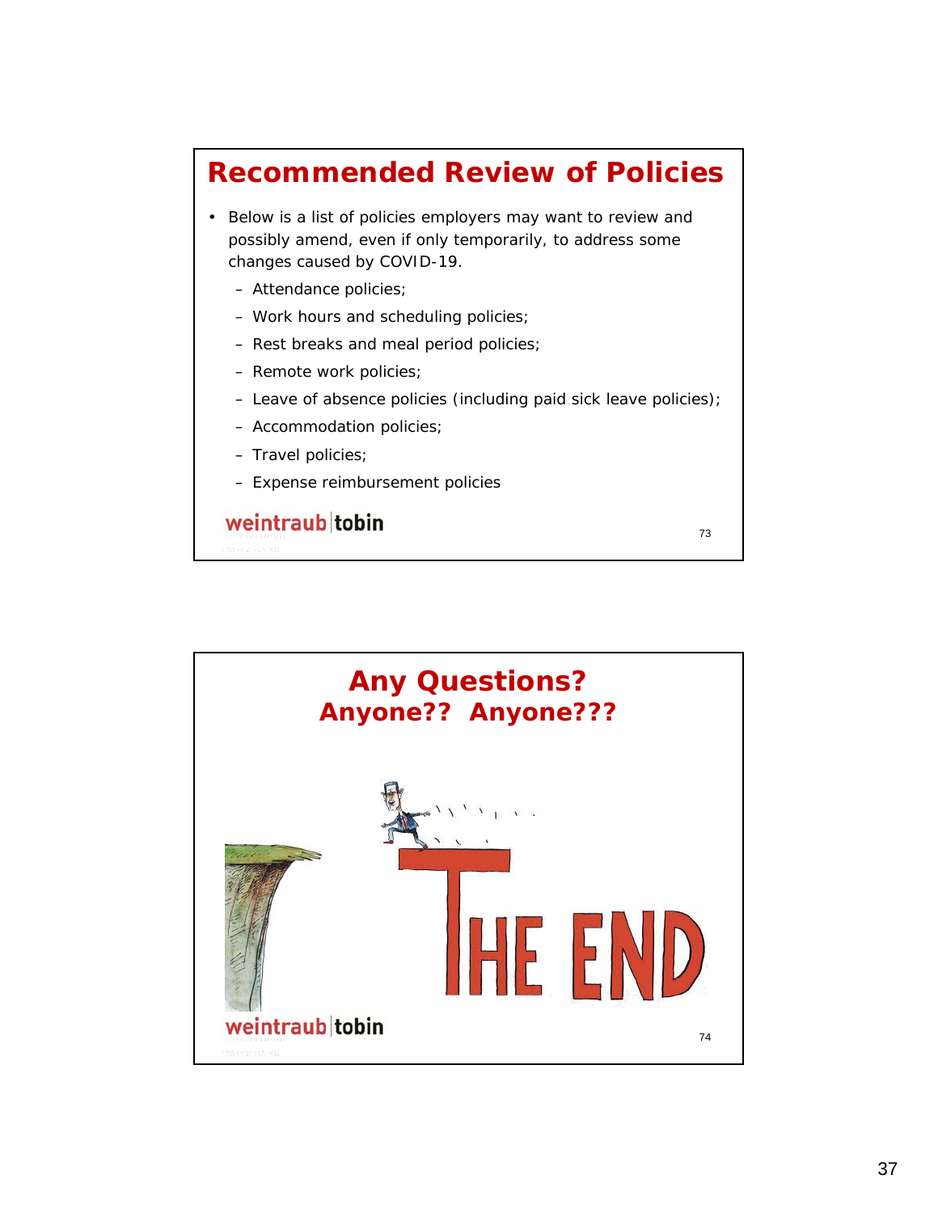## Recommended Review of Policies

- Below is a list of policies employers may want to review and possibly amend, even if only temporarily, to address some changes caused by COVID-19.
  - Attendance policies;
  - Work hours and scheduling policies;
  - Rest breaks and meal period policies;
  - Remote work policies;
  - Leave of absence policies (including paid sick leave policies);
  - Accommodation policies;
  - Travel policies;
  - Expense reimbursement policies

weintraub tobin

## Any Questions?
### Anyone?? Anyone???

THE END

weintraub tobin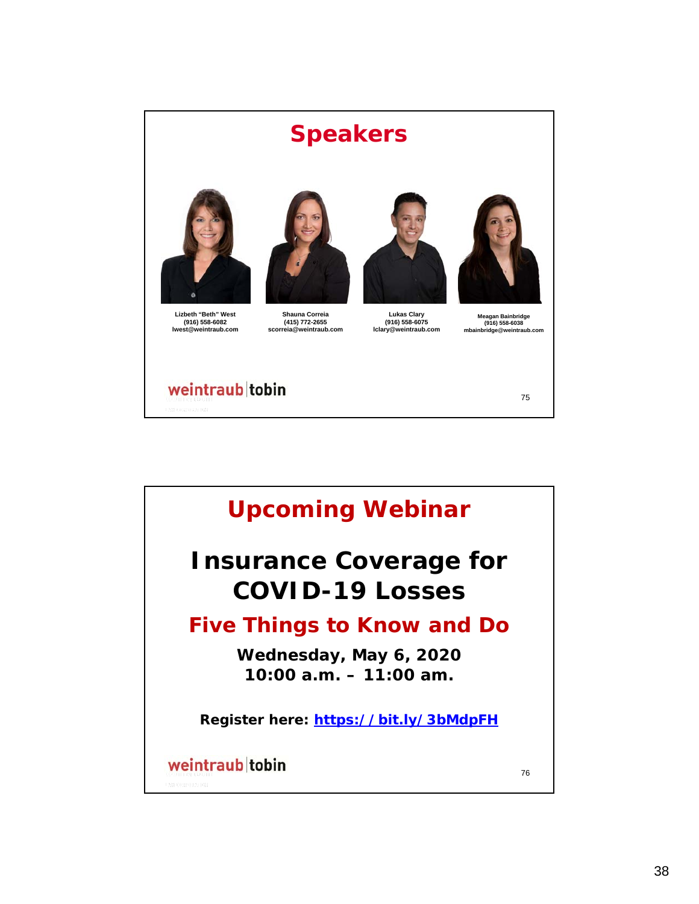## Speakers

**Lizbeth "Beth" West**
(916) 558-6082
lwest@weintraub.com

**Shauna Correia**
(415) 772-2655
scorreia@weintraub.com

**Lukas Clary**
(916) 558-6075
lclary@weintraub.com

**Meagan Bainbridge**
(916) 558-6038
mbainbridge@weintraub.com

weintraub | tobin

## Upcoming Webinar

# Insurance Coverage for COVID-19 Losses

## Five Things to Know and Do

**Wednesday, May 6, 2020**
**10:00 a.m. – 11:00 am.**

**Register here: https://bit.ly/3bMdpFH**

weintraub | tobin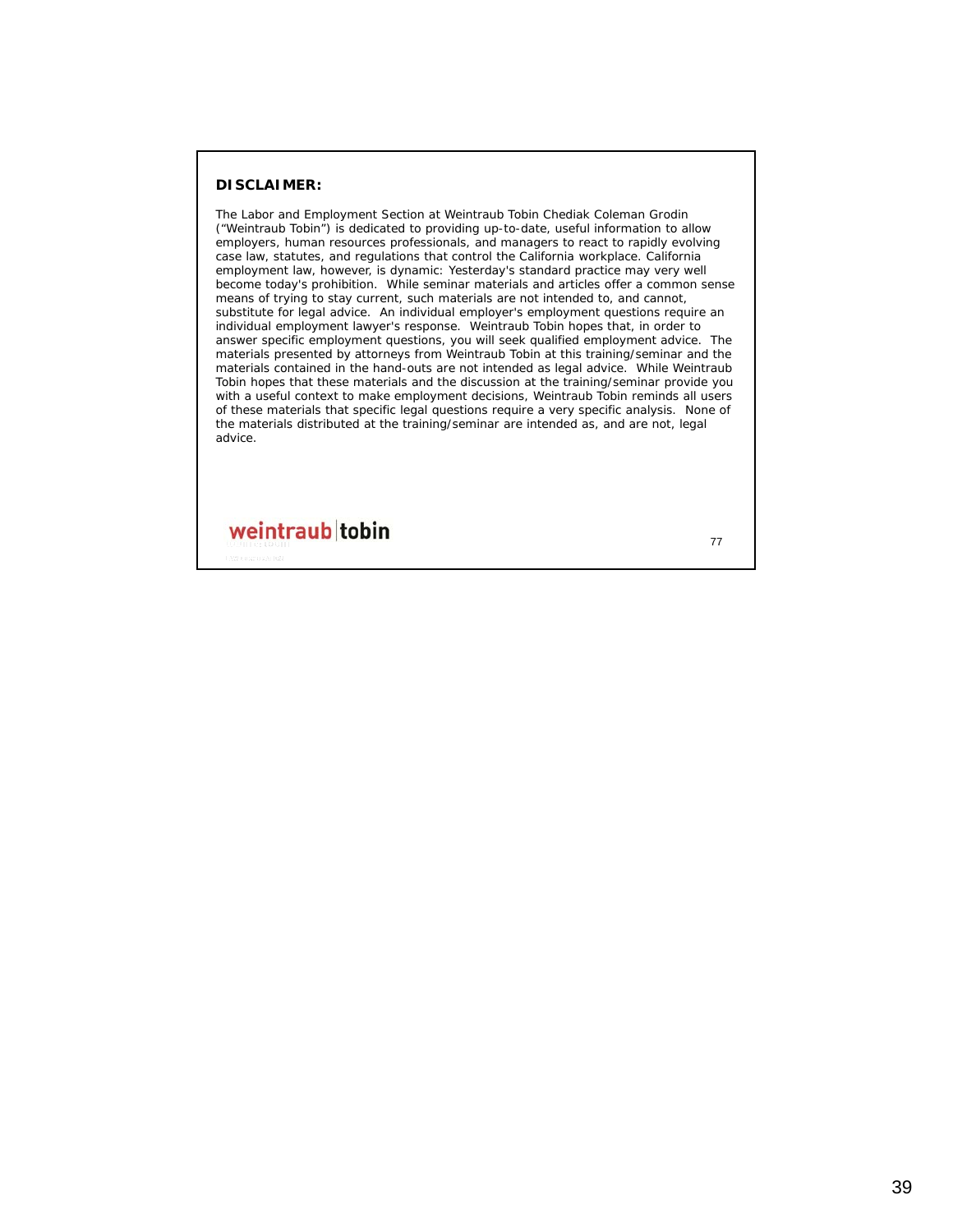**DISCLAIMER:**

The Labor and Employment Section at Weintraub Tobin Chediak Coleman Grodin ("Weintraub Tobin") is dedicated to providing up-to-date, useful information to allow employers, human resources professionals, and managers to react to rapidly evolving case law, statutes, and regulations that control the California workplace. California employment law, however, is dynamic: Yesterday's standard practice may very well become today's prohibition. While seminar materials and articles offer a common sense means of trying to stay current, such materials are not intended to, and cannot, substitute for legal advice. An individual employer's employment questions require an individual employment lawyer's response. Weintraub Tobin hopes that, in order to answer specific employment questions, you will seek qualified employment advice. The materials presented by attorneys from Weintraub Tobin at this training/seminar and the materials contained in the hand-outs are not intended as legal advice. While Weintraub Tobin hopes that these materials and the discussion at the training/seminar provide you with a useful context to make employment decisions, Weintraub Tobin reminds all users of these materials that specific legal questions require a very specific analysis. None of the materials distributed at the training/seminar are intended as, and are not, legal advice.

weintraub tobin